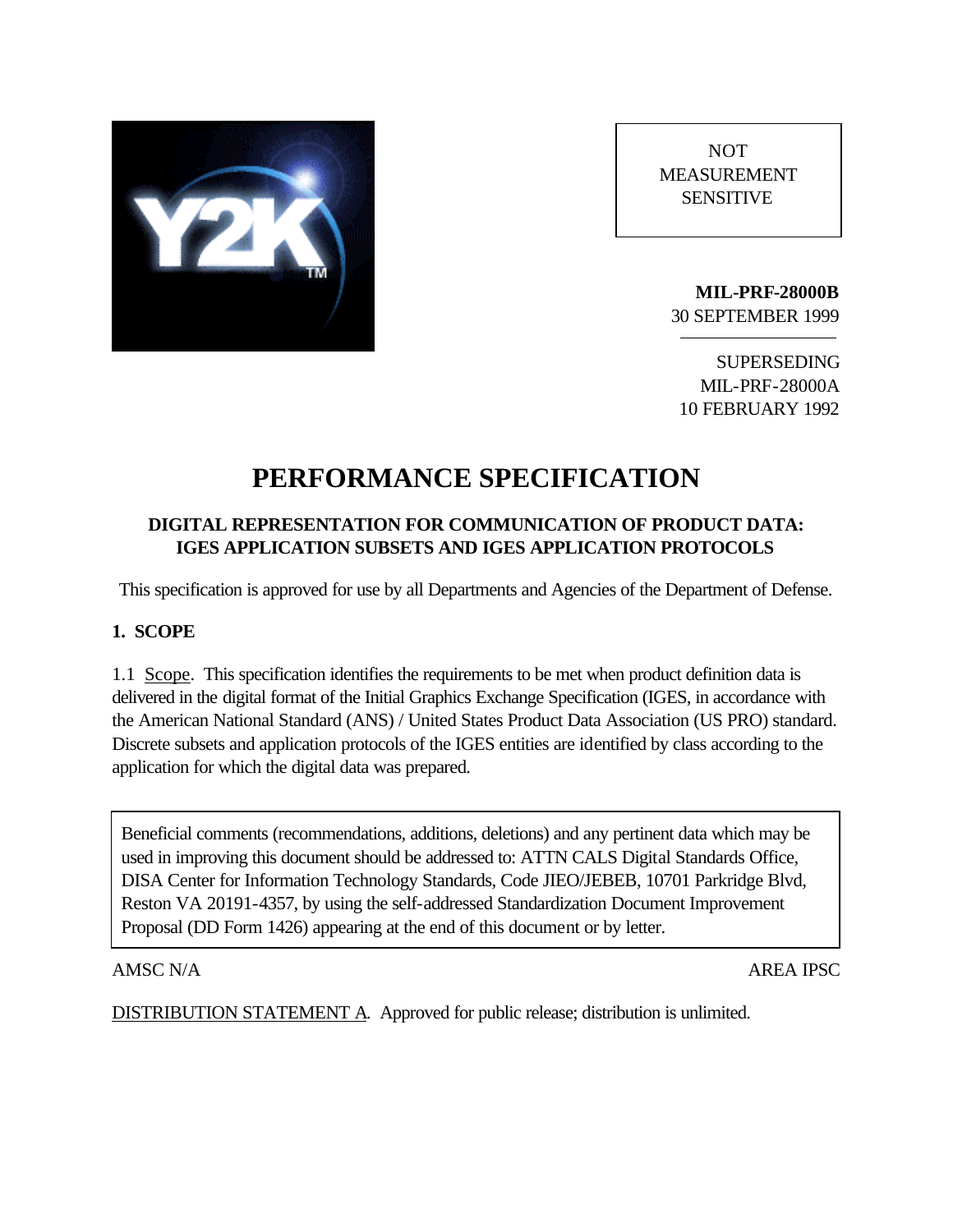NOT MEASUREMENT SENSITIVE

**MIL-PRF-28000B**
30 SEPTEMBER 1999

SUPERSEDING
MIL-PRF-28000A
10 FEBRUARY 1992

# PERFORMANCE SPECIFICATION

### DIGITAL REPRESENTATION FOR COMMUNICATION OF PRODUCT DATA: IGES APPLICATION SUBSETS AND IGES APPLICATION PROTOCOLS

This specification is approved for use by all Departments and Agencies of the Department of Defense.

## 1. SCOPE

1.1 Scope. This specification identifies the requirements to be met when product definition data is delivered in the digital format of the Initial Graphics Exchange Specification (IGES, in accordance with the American National Standard (ANS) / United States Product Data Association (US PRO) standard. Discrete subsets and application protocols of the IGES entities are identified by class according to the application for which the digital data was prepared.

Beneficial comments (recommendations, additions, deletions) and any pertinent data which may be used in improving this document should be addressed to: ATTN CALS Digital Standards Office, DISA Center for Information Technology Standards, Code JIEO/JEBEB, 10701 Parkridge Blvd, Reston VA 20191-4357, by using the self-addressed Standardization Document Improvement Proposal (DD Form 1426) appearing at the end of this document or by letter.

AMSC N/A

AREA IPSC

DISTRIBUTION STATEMENT A. Approved for public release; distribution is unlimited.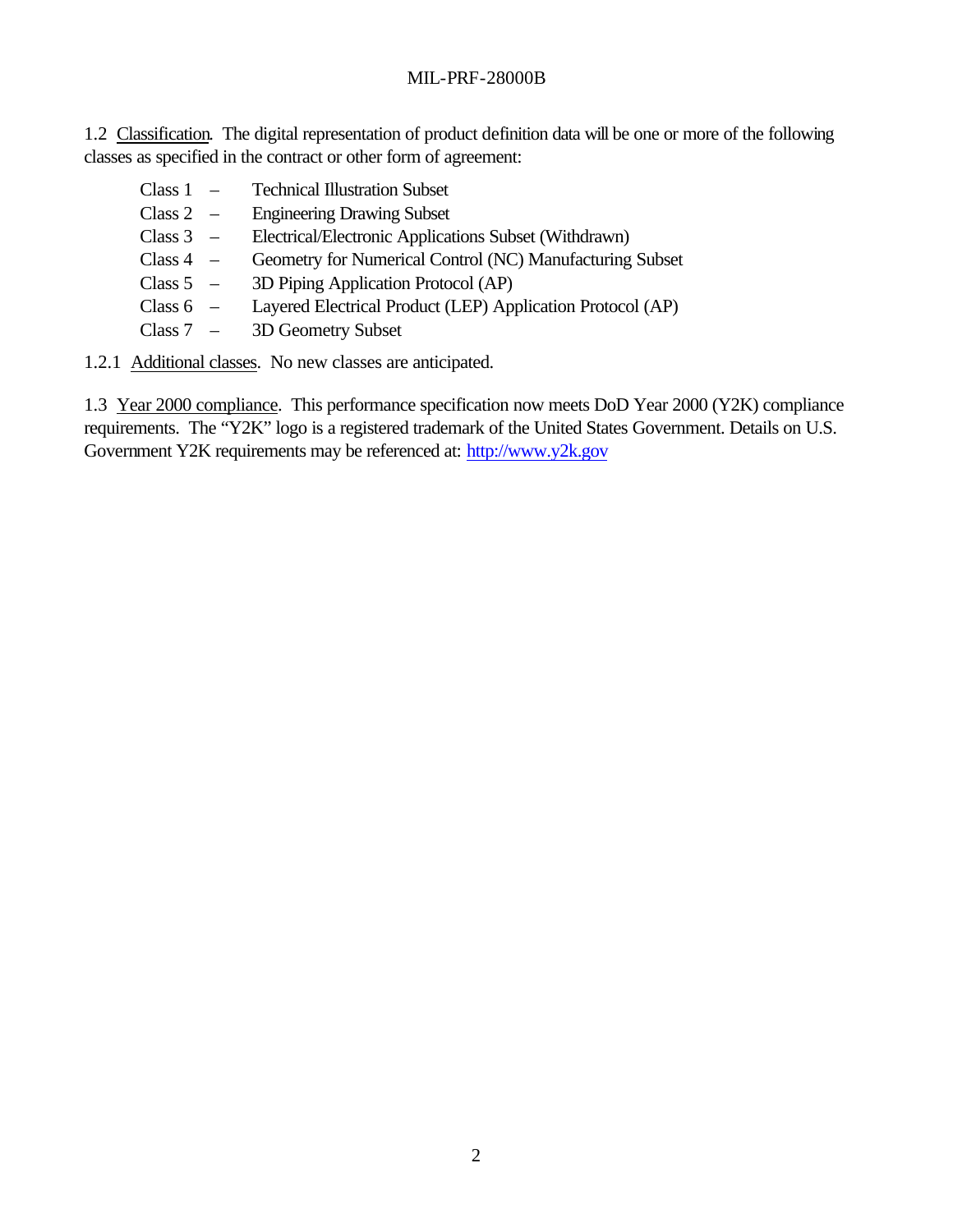1.2 Classification. The digital representation of product definition data will be one or more of the following classes as specified in the contract or other form of agreement:

- Class 1 – Technical Illustration Subset
- Class 2 – Engineering Drawing Subset
- Class 3 – Electrical/Electronic Applications Subset (Withdrawn)
- Class 4 – Geometry for Numerical Control (NC) Manufacturing Subset
- Class 5 – 3D Piping Application Protocol (AP)
- Class 6 – Layered Electrical Product (LEP) Application Protocol (AP)
- Class 7 – 3D Geometry Subset

1.2.1 Additional classes. No new classes are anticipated.

1.3 Year 2000 compliance. This performance specification now meets DoD Year 2000 (Y2K) compliance requirements. The "Y2K" logo is a registered trademark of the United States Government. Details on U.S. Government Y2K requirements may be referenced at: http://www.y2k.gov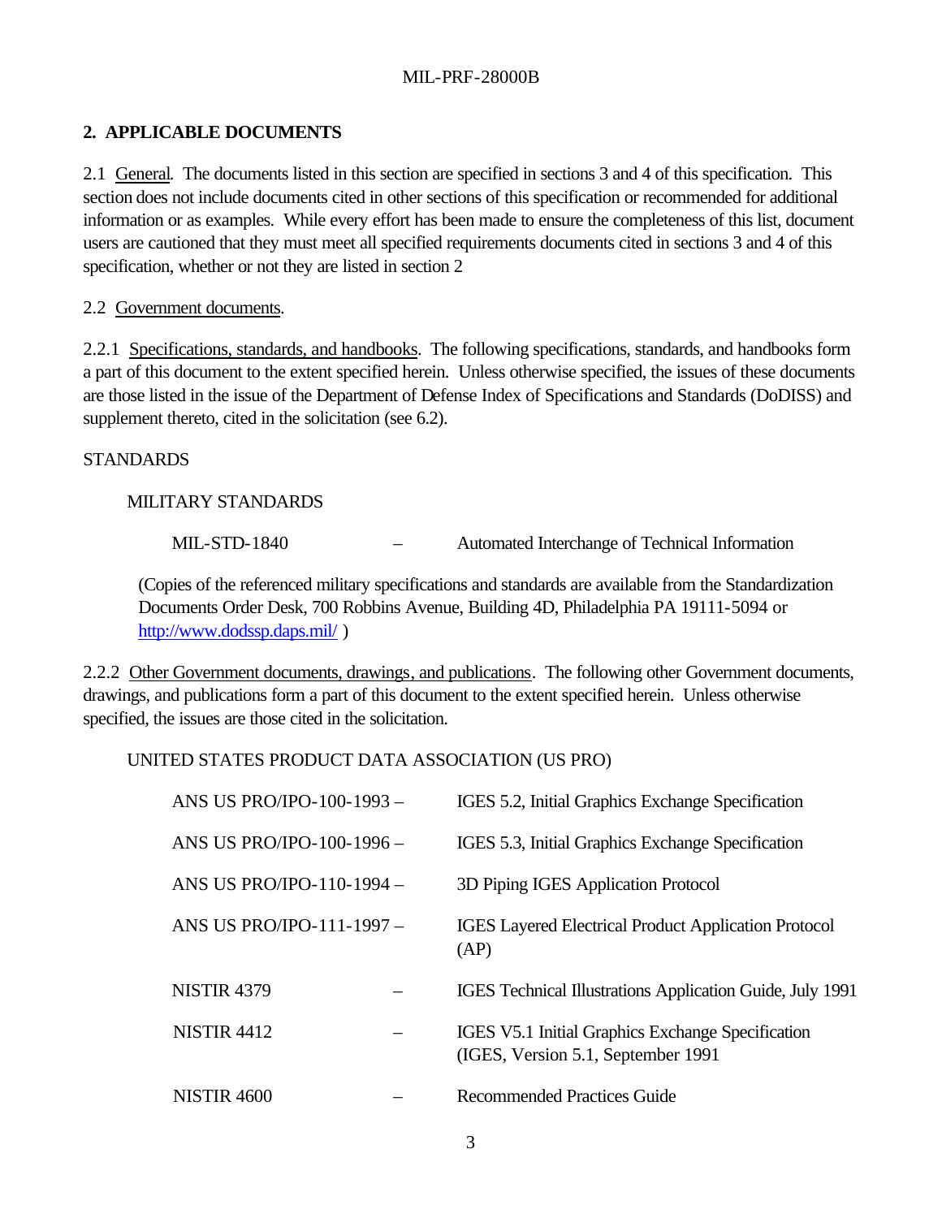## 2. APPLICABLE DOCUMENTS

2.1 General. The documents listed in this section are specified in sections 3 and 4 of this specification. This section does not include documents cited in other sections of this specification or recommended for additional information or as examples. While every effort has been made to ensure the completeness of this list, document users are cautioned that they must meet all specified requirements documents cited in sections 3 and 4 of this specification, whether or not they are listed in section 2

2.2 Government documents.

2.2.1 Specifications, standards, and handbooks. The following specifications, standards, and handbooks form a part of this document to the extent specified herein. Unless otherwise specified, the issues of these documents are those listed in the issue of the Department of Defense Index of Specifications and Standards (DoDISS) and supplement thereto, cited in the solicitation (see 6.2).

STANDARDS

MILITARY STANDARDS

MIL-STD-1840 – Automated Interchange of Technical Information

(Copies of the referenced military specifications and standards are available from the Standardization Documents Order Desk, 700 Robbins Avenue, Building 4D, Philadelphia PA 19111-5094 or http://www.dodssp.daps.mil/ )

2.2.2 Other Government documents, drawings, and publications. The following other Government documents, drawings, and publications form a part of this document to the extent specified herein. Unless otherwise specified, the issues are those cited in the solicitation.

UNITED STATES PRODUCT DATA ASSOCIATION (US PRO)

ANS US PRO/IPO-100-1993 – IGES 5.2, Initial Graphics Exchange Specification

ANS US PRO/IPO-100-1996 – IGES 5.3, Initial Graphics Exchange Specification

ANS US PRO/IPO-110-1994 – 3D Piping IGES Application Protocol

ANS US PRO/IPO-111-1997 – IGES Layered Electrical Product Application Protocol (AP)

NISTIR 4379 – IGES Technical Illustrations Application Guide, July 1991

NISTIR 4412 – IGES V5.1 Initial Graphics Exchange Specification (IGES, Version 5.1, September 1991

NISTIR 4600 – Recommended Practices Guide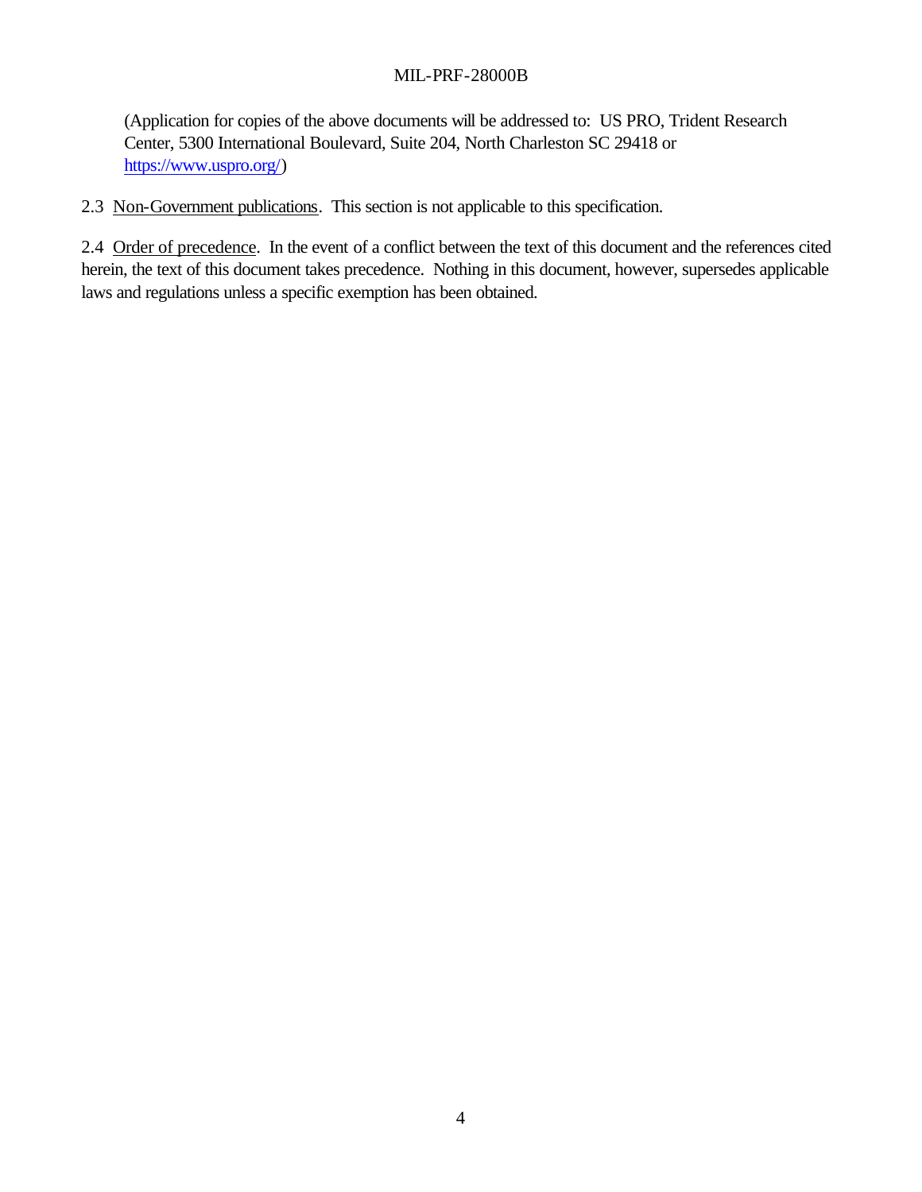(Application for copies of the above documents will be addressed to: US PRO, Trident Research Center, 5300 International Boulevard, Suite 204, North Charleston SC 29418 or https://www.uspro.org/)

2.3 Non-Government publications. This section is not applicable to this specification.

2.4 Order of precedence. In the event of a conflict between the text of this document and the references cited herein, the text of this document takes precedence. Nothing in this document, however, supersedes applicable laws and regulations unless a specific exemption has been obtained.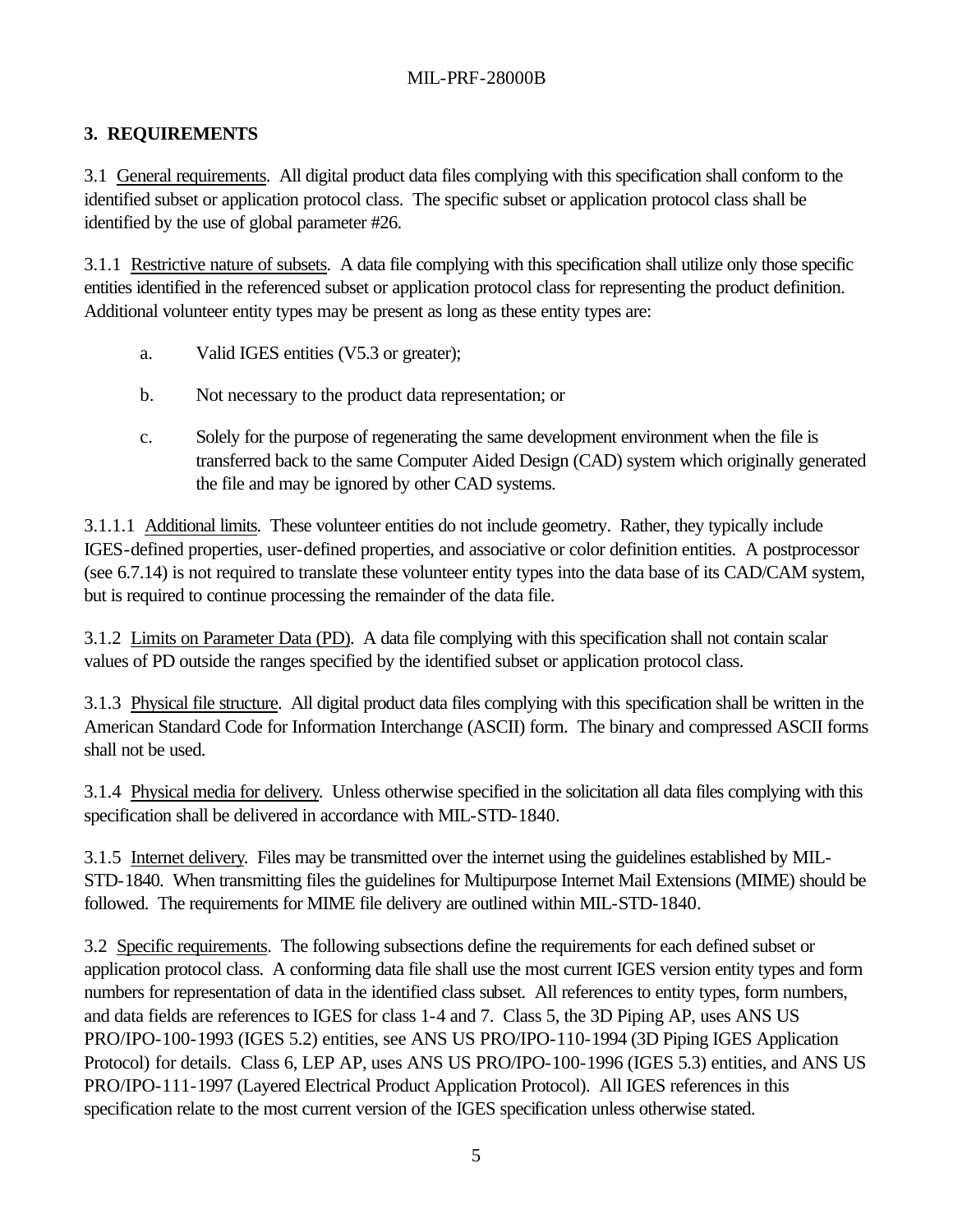## 3. REQUIREMENTS

3.1 General requirements. All digital product data files complying with this specification shall conform to the identified subset or application protocol class. The specific subset or application protocol class shall be identified by the use of global parameter #26.

3.1.1 Restrictive nature of subsets. A data file complying with this specification shall utilize only those specific entities identified in the referenced subset or application protocol class for representing the product definition. Additional volunteer entity types may be present as long as these entity types are:

a. Valid IGES entities (V5.3 or greater);

b. Not necessary to the product data representation; or

c. Solely for the purpose of regenerating the same development environment when the file is transferred back to the same Computer Aided Design (CAD) system which originally generated the file and may be ignored by other CAD systems.

3.1.1.1 Additional limits. These volunteer entities do not include geometry. Rather, they typically include IGES-defined properties, user-defined properties, and associative or color definition entities. A postprocessor (see 6.7.14) is not required to translate these volunteer entity types into the data base of its CAD/CAM system, but is required to continue processing the remainder of the data file.

3.1.2 Limits on Parameter Data (PD). A data file complying with this specification shall not contain scalar values of PD outside the ranges specified by the identified subset or application protocol class.

3.1.3 Physical file structure. All digital product data files complying with this specification shall be written in the American Standard Code for Information Interchange (ASCII) form. The binary and compressed ASCII forms shall not be used.

3.1.4 Physical media for delivery. Unless otherwise specified in the solicitation all data files complying with this specification shall be delivered in accordance with MIL-STD-1840.

3.1.5 Internet delivery. Files may be transmitted over the internet using the guidelines established by MIL-STD-1840. When transmitting files the guidelines for Multipurpose Internet Mail Extensions (MIME) should be followed. The requirements for MIME file delivery are outlined within MIL-STD-1840.

3.2 Specific requirements. The following subsections define the requirements for each defined subset or application protocol class. A conforming data file shall use the most current IGES version entity types and form numbers for representation of data in the identified class subset. All references to entity types, form numbers, and data fields are references to IGES for class 1-4 and 7. Class 5, the 3D Piping AP, uses ANS US PRO/IPO-100-1993 (IGES 5.2) entities, see ANS US PRO/IPO-110-1994 (3D Piping IGES Application Protocol) for details. Class 6, LEP AP, uses ANS US PRO/IPO-100-1996 (IGES 5.3) entities, and ANS US PRO/IPO-111-1997 (Layered Electrical Product Application Protocol). All IGES references in this specification relate to the most current version of the IGES specification unless otherwise stated.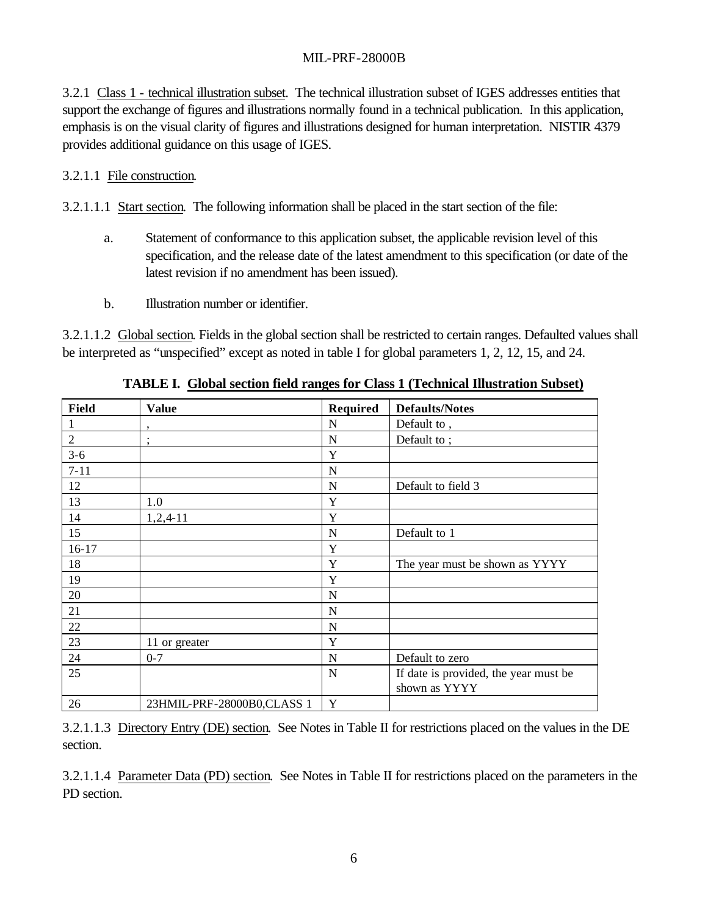3.2.1 Class 1 - technical illustration subset. The technical illustration subset of IGES addresses entities that support the exchange of figures and illustrations normally found in a technical publication. In this application, emphasis is on the visual clarity of figures and illustrations designed for human interpretation. NISTIR 4379 provides additional guidance on this usage of IGES.

3.2.1.1 File construction.

3.2.1.1.1 Start section. The following information shall be placed in the start section of the file:

a. Statement of conformance to this application subset, the applicable revision level of this specification, and the release date of the latest amendment to this specification (or date of the latest revision if no amendment has been issued).

b. Illustration number or identifier.

3.2.1.1.2 Global section. Fields in the global section shall be restricted to certain ranges. Defaulted values shall be interpreted as "unspecified" except as noted in table I for global parameters 1, 2, 12, 15, and 24.

**TABLE I. Global section field ranges for Class 1 (Technical Illustration Subset)**

| Field | Value | Required | Defaults/Notes |
|---|---|---|---|
| 1 | , | N | Default to , |
| 2 | ; | N | Default to ; |
| 3-6 | | Y | |
| 7-11 | | N | |
| 12 | | N | Default to field 3 |
| 13 | 1.0 | Y | |
| 14 | 1,2,4-11 | Y | |
| 15 | | N | Default to 1 |
| 16-17 | | Y | |
| 18 | | Y | The year must be shown as YYYY |
| 19 | | Y | |
| 20 | | N | |
| 21 | | N | |
| 22 | | N | |
| 23 | 11 or greater | Y | |
| 24 | 0-7 | N | Default to zero |
| 25 | | N | If date is provided, the year must be shown as YYYY |
| 26 | 23HMIL-PRF-28000B0,CLASS 1 | Y | |

3.2.1.1.3 Directory Entry (DE) section. See Notes in Table II for restrictions placed on the values in the DE section.

3.2.1.1.4 Parameter Data (PD) section. See Notes in Table II for restrictions placed on the parameters in the PD section.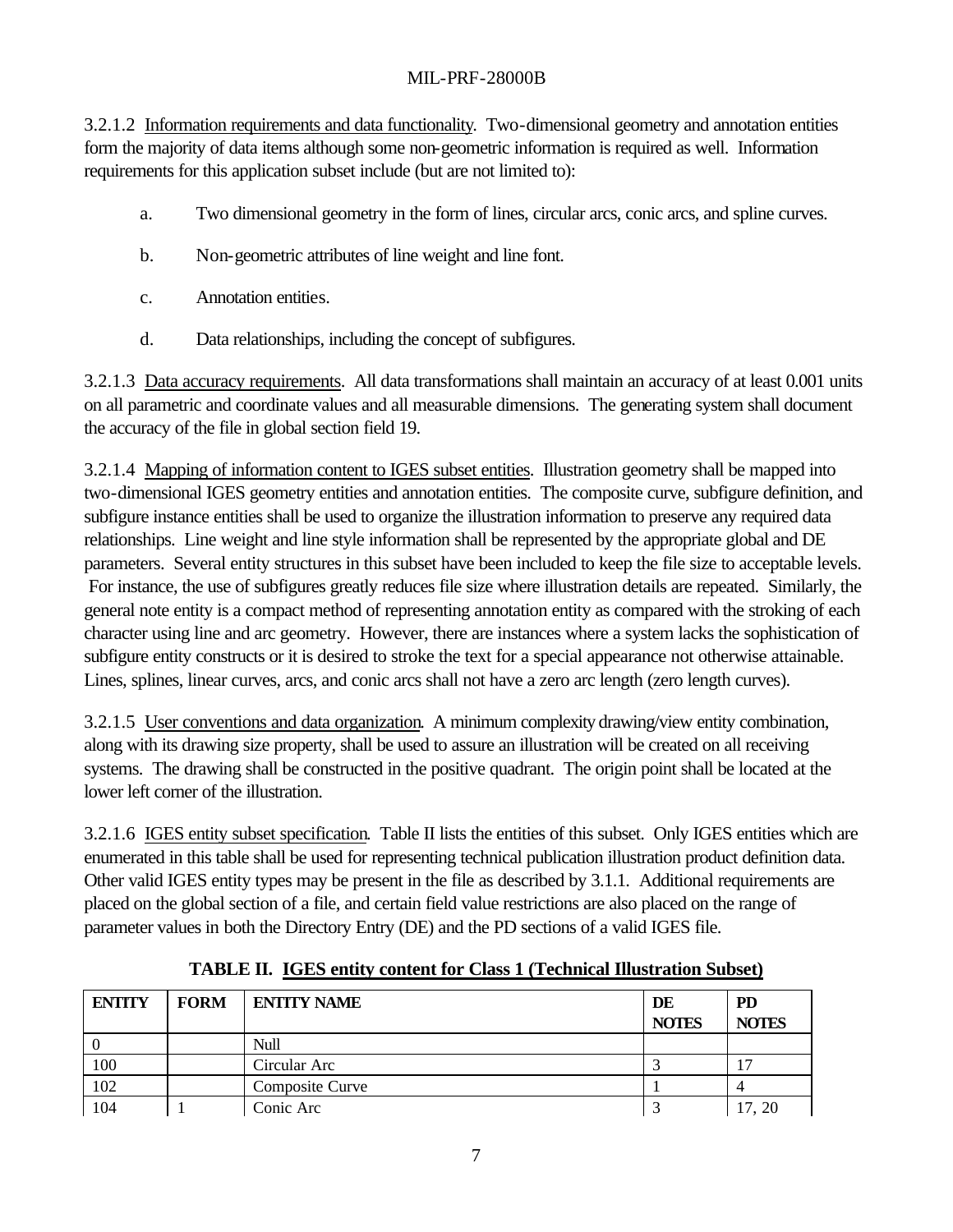3.2.1.2 Information requirements and data functionality. Two-dimensional geometry and annotation entities form the majority of data items although some non-geometric information is required as well. Information requirements for this application subset include (but are not limited to):

a. Two dimensional geometry in the form of lines, circular arcs, conic arcs, and spline curves.

b. Non-geometric attributes of line weight and line font.

c. Annotation entities.

d. Data relationships, including the concept of subfigures.

3.2.1.3 Data accuracy requirements. All data transformations shall maintain an accuracy of at least 0.001 units on all parametric and coordinate values and all measurable dimensions. The generating system shall document the accuracy of the file in global section field 19.

3.2.1.4 Mapping of information content to IGES subset entities. Illustration geometry shall be mapped into two-dimensional IGES geometry entities and annotation entities. The composite curve, subfigure definition, and subfigure instance entities shall be used to organize the illustration information to preserve any required data relationships. Line weight and line style information shall be represented by the appropriate global and DE parameters. Several entity structures in this subset have been included to keep the file size to acceptable levels. For instance, the use of subfigures greatly reduces file size where illustration details are repeated. Similarly, the general note entity is a compact method of representing annotation entity as compared with the stroking of each character using line and arc geometry. However, there are instances where a system lacks the sophistication of subfigure entity constructs or it is desired to stroke the text for a special appearance not otherwise attainable. Lines, splines, linear curves, arcs, and conic arcs shall not have a zero arc length (zero length curves).

3.2.1.5 User conventions and data organization. A minimum complexity drawing/view entity combination, along with its drawing size property, shall be used to assure an illustration will be created on all receiving systems. The drawing shall be constructed in the positive quadrant. The origin point shall be located at the lower left corner of the illustration.

3.2.1.6 IGES entity subset specification. Table II lists the entities of this subset. Only IGES entities which are enumerated in this table shall be used for representing technical publication illustration product definition data. Other valid IGES entity types may be present in the file as described by 3.1.1. Additional requirements are placed on the global section of a file, and certain field value restrictions are also placed on the range of parameter values in both the Directory Entry (DE) and the PD sections of a valid IGES file.

**TABLE II. IGES entity content for Class 1 (Technical Illustration Subset)**

| ENTITY | FORM | ENTITY NAME | DE NOTES | PD NOTES |
|---|---|---|---|---|
| 0 | | Null | | |
| 100 | | Circular Arc | 3 | 17 |
| 102 | | Composite Curve | 1 | 4 |
| 104 | 1 | Conic Arc | 3 | 17, 20 |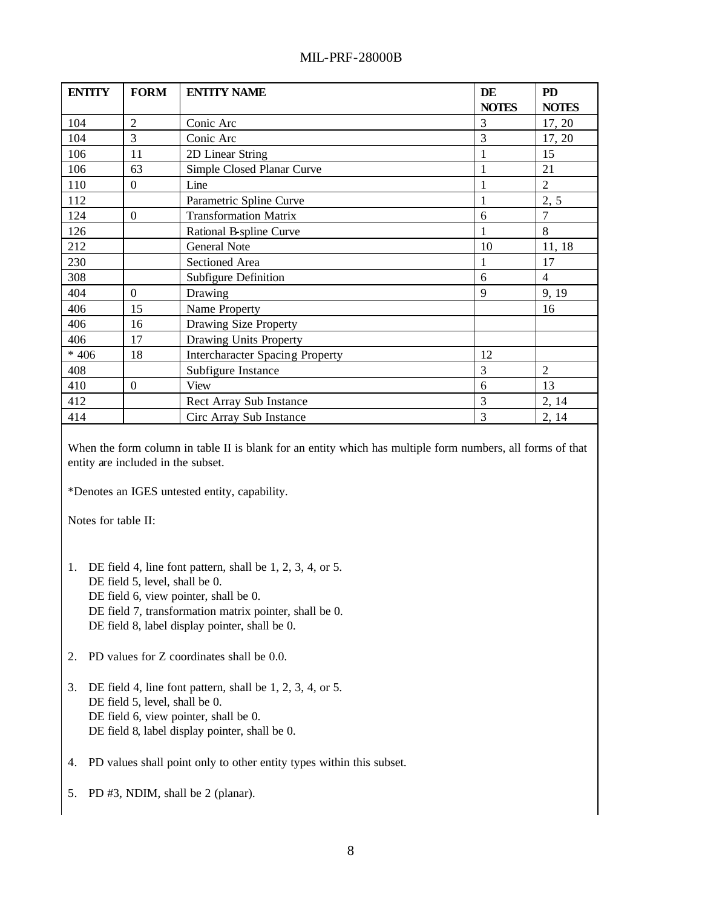| ENTITY | FORM | ENTITY NAME | DE NOTES | PD NOTES |
|---|---|---|---|---|
| 104 | 2 | Conic Arc | 3 | 17, 20 |
| 104 | 3 | Conic Arc | 3 | 17, 20 |
| 106 | 11 | 2D Linear String | 1 | 15 |
| 106 | 63 | Simple Closed Planar Curve | 1 | 21 |
| 110 | 0 | Line | 1 | 2 |
| 112 | | Parametric Spline Curve | 1 | 2, 5 |
| 124 | 0 | Transformation Matrix | 6 | 7 |
| 126 | | Rational B-spline Curve | 1 | 8 |
| 212 | | General Note | 10 | 11, 18 |
| 230 | | Sectioned Area | 1 | 17 |
| 308 | | Subfigure Definition | 6 | 4 |
| 404 | 0 | Drawing | 9 | 9, 19 |
| 406 | 15 | Name Property | | 16 |
| 406 | 16 | Drawing Size Property | | |
| 406 | 17 | Drawing Units Property | | |
| * 406 | 18 | Intercharacter Spacing Property | 12 | |
| 408 | | Subfigure Instance | 3 | 2 |
| 410 | 0 | View | 6 | 13 |
| 412 | | Rect Array Sub Instance | 3 | 2, 14 |
| 414 | | Circ Array Sub Instance | 3 | 2, 14 |

When the form column in table II is blank for an entity which has multiple form numbers, all forms of that entity are included in the subset.

*Denotes an IGES untested entity, capability.

Notes for table II:

1. DE field 4, line font pattern, shall be 1, 2, 3, 4, or 5.
   DE field 5, level, shall be 0.
   DE field 6, view pointer, shall be 0.
   DE field 7, transformation matrix pointer, shall be 0.
   DE field 8, label display pointer, shall be 0.

2. PD values for Z coordinates shall be 0.0.

3. DE field 4, line font pattern, shall be 1, 2, 3, 4, or 5.
   DE field 5, level, shall be 0.
   DE field 6, view pointer, shall be 0.
   DE field 8, label display pointer, shall be 0.

4. PD values shall point only to other entity types within this subset.

5. PD #3, NDIM, shall be 2 (planar).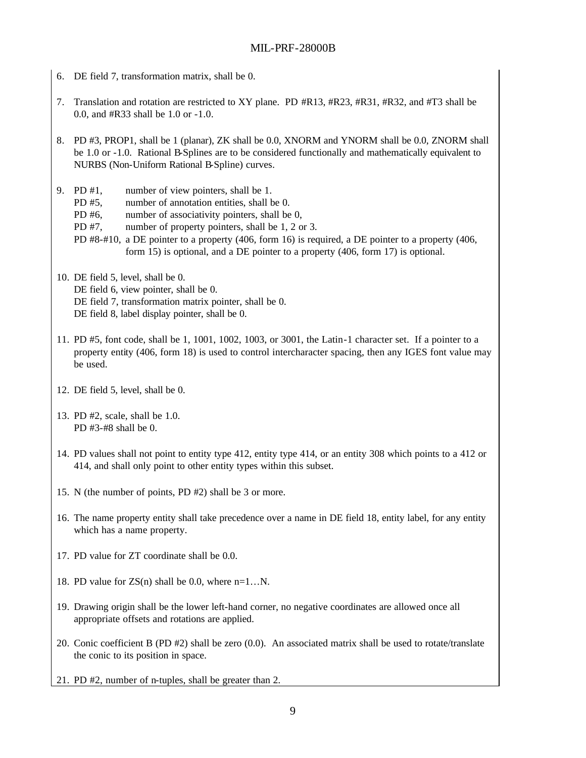6. DE field 7, transformation matrix, shall be 0.

7. Translation and rotation are restricted to XY plane. PD #R13, #R23, #R31, #R32, and #T3 shall be 0.0, and #R33 shall be 1.0 or -1.0.

8. PD #3, PROP1, shall be 1 (planar), ZK shall be 0.0, XNORM and YNORM shall be 0.0, ZNORM shall be 1.0 or -1.0. Rational B-Splines are to be considered functionally and mathematically equivalent to NURBS (Non-Uniform Rational B-Spline) curves.

9. PD #1, number of view pointers, shall be 1.
   PD #5, number of annotation entities, shall be 0.
   PD #6, number of associativity pointers, shall be 0,
   PD #7, number of property pointers, shall be 1, 2 or 3.
   PD #8-#10, a DE pointer to a property (406, form 16) is required, a DE pointer to a property (406, form 15) is optional, and a DE pointer to a property (406, form 17) is optional.

10. DE field 5, level, shall be 0.
    DE field 6, view pointer, shall be 0.
    DE field 7, transformation matrix pointer, shall be 0.
    DE field 8, label display pointer, shall be 0.

11. PD #5, font code, shall be 1, 1001, 1002, 1003, or 3001, the Latin-1 character set. If a pointer to a property entity (406, form 18) is used to control intercharacter spacing, then any IGES font value may be used.

12. DE field 5, level, shall be 0.

13. PD #2, scale, shall be 1.0.
    PD #3-#8 shall be 0.

14. PD values shall not point to entity type 412, entity type 414, or an entity 308 which points to a 412 or 414, and shall only point to other entity types within this subset.

15. N (the number of points, PD #2) shall be 3 or more.

16. The name property entity shall take precedence over a name in DE field 18, entity label, for any entity which has a name property.

17. PD value for ZT coordinate shall be 0.0.

18. PD value for ZS(n) shall be 0.0, where n=1…N.

19. Drawing origin shall be the lower left-hand corner, no negative coordinates are allowed once all appropriate offsets and rotations are applied.

20. Conic coefficient B (PD #2) shall be zero (0.0). An associated matrix shall be used to rotate/translate the conic to its position in space.

21. PD #2, number of n-tuples, shall be greater than 2.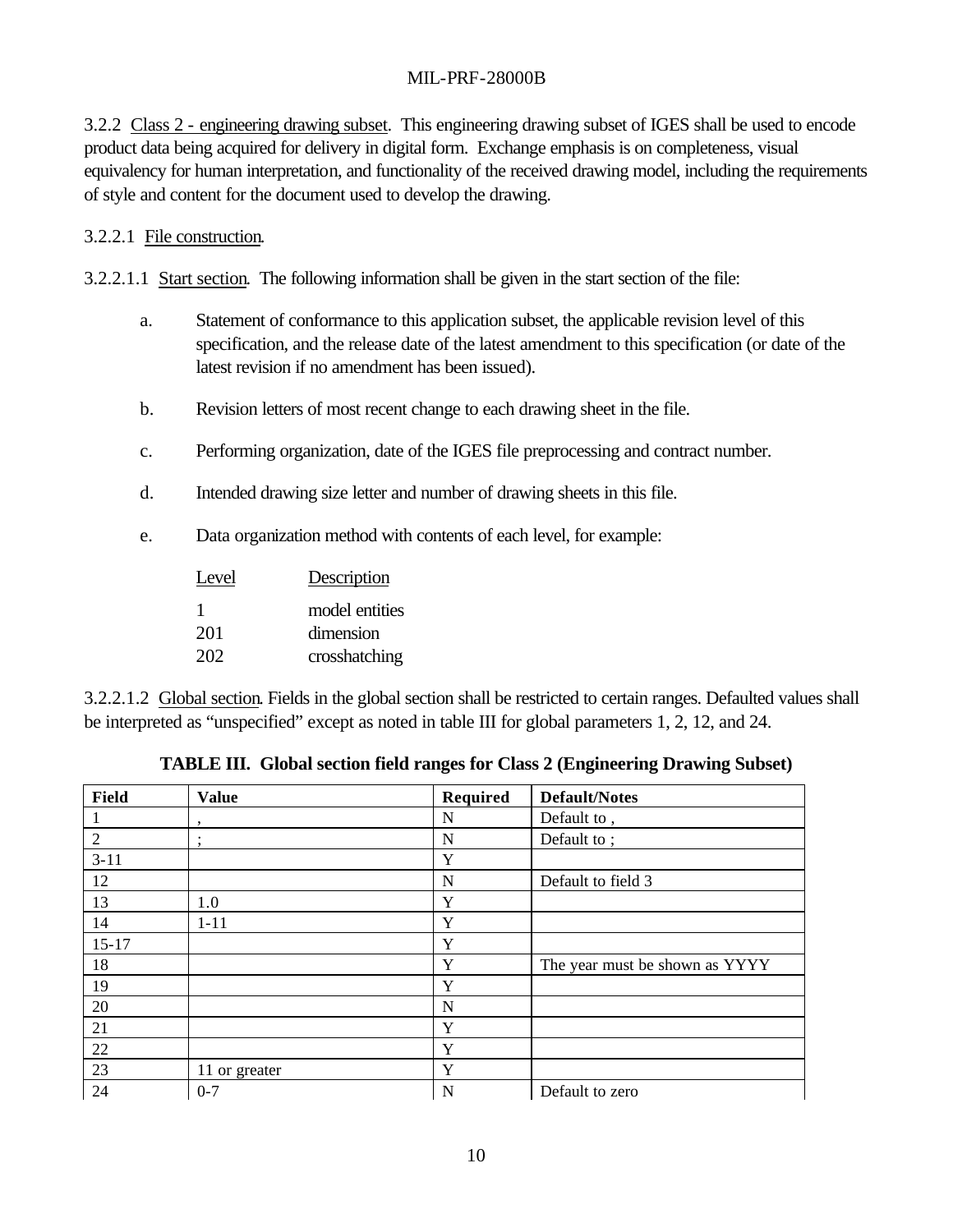3.2.2 Class 2 - engineering drawing subset. This engineering drawing subset of IGES shall be used to encode product data being acquired for delivery in digital form. Exchange emphasis is on completeness, visual equivalency for human interpretation, and functionality of the received drawing model, including the requirements of style and content for the document used to develop the drawing.

3.2.2.1 File construction.

3.2.2.1.1 Start section. The following information shall be given in the start section of the file:

a. Statement of conformance to this application subset, the applicable revision level of this specification, and the release date of the latest amendment to this specification (or date of the latest revision if no amendment has been issued).

b. Revision letters of most recent change to each drawing sheet in the file.

c. Performing organization, date of the IGES file preprocessing and contract number.

d. Intended drawing size letter and number of drawing sheets in this file.

e. Data organization method with contents of each level, for example:

| Level | Description |
|---|---|
| 1 | model entities |
| 201 | dimension |
| 202 | crosshatching |

3.2.2.1.2 Global section. Fields in the global section shall be restricted to certain ranges. Defaulted values shall be interpreted as "unspecified" except as noted in table III for global parameters 1, 2, 12, and 24.

**TABLE III. Global section field ranges for Class 2 (Engineering Drawing Subset)**

| Field | Value | Required | Default/Notes |
|---|---|---|---|
| 1 | , | N | Default to , |
| 2 | ; | N | Default to ; |
| 3-11 | | Y | |
| 12 | | N | Default to field 3 |
| 13 | 1.0 | Y | |
| 14 | 1-11 | Y | |
| 15-17 | | Y | |
| 18 | | Y | The year must be shown as YYYY |
| 19 | | Y | |
| 20 | | N | |
| 21 | | Y | |
| 22 | | Y | |
| 23 | 11 or greater | Y | |
| 24 | 0-7 | N | Default to zero |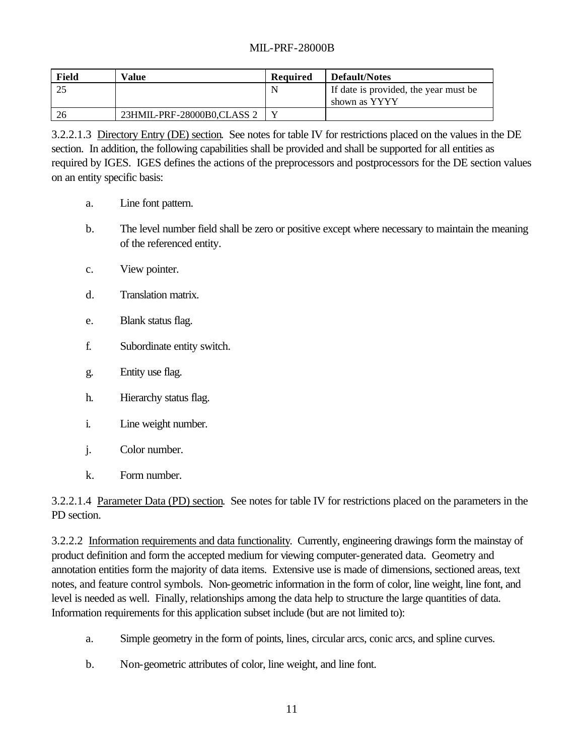| Field | Value | Required | Default/Notes |
| --- | --- | --- | --- |
| 25 | | N | If date is provided, the year must be shown as YYYY |
| 26 | 23HMIL-PRF-28000B0,CLASS 2 | Y | |

3.2.2.1.3 Directory Entry (DE) section. See notes for table IV for restrictions placed on the values in the DE section. In addition, the following capabilities shall be provided and shall be supported for all entities as required by IGES. IGES defines the actions of the preprocessors and postprocessors for the DE section values on an entity specific basis:

a. Line font pattern.

b. The level number field shall be zero or positive except where necessary to maintain the meaning of the referenced entity.

c. View pointer.

d. Translation matrix.

e. Blank status flag.

f. Subordinate entity switch.

g. Entity use flag.

h. Hierarchy status flag.

i. Line weight number.

j. Color number.

k. Form number.

3.2.2.1.4 Parameter Data (PD) section. See notes for table IV for restrictions placed on the parameters in the PD section.

3.2.2.2 Information requirements and data functionality. Currently, engineering drawings form the mainstay of product definition and form the accepted medium for viewing computer-generated data. Geometry and annotation entities form the majority of data items. Extensive use is made of dimensions, sectioned areas, text notes, and feature control symbols. Non-geometric information in the form of color, line weight, line font, and level is needed as well. Finally, relationships among the data help to structure the large quantities of data. Information requirements for this application subset include (but are not limited to):

a. Simple geometry in the form of points, lines, circular arcs, conic arcs, and spline curves.

b. Non-geometric attributes of color, line weight, and line font.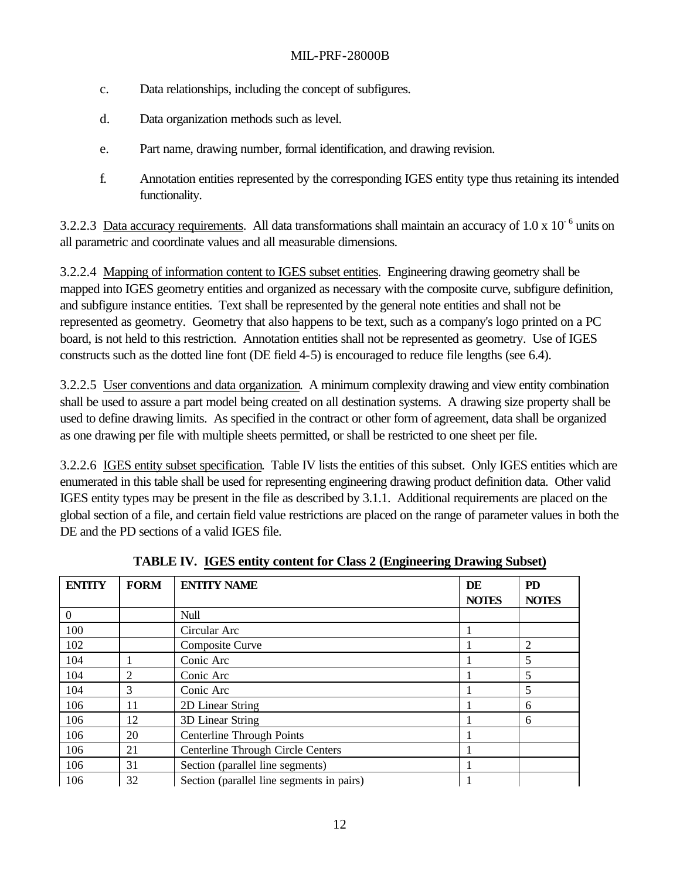c. Data relationships, including the concept of subfigures.

d. Data organization methods such as level.

e. Part name, drawing number, formal identification, and drawing revision.

f. Annotation entities represented by the corresponding IGES entity type thus retaining its intended functionality.

3.2.2.3 Data accuracy requirements. All data transformations shall maintain an accuracy of $1.0 \times 10^{-6}$ units on all parametric and coordinate values and all measurable dimensions.

3.2.2.4 Mapping of information content to IGES subset entities. Engineering drawing geometry shall be mapped into IGES geometry entities and organized as necessary with the composite curve, subfigure definition, and subfigure instance entities. Text shall be represented by the general note entities and shall not be represented as geometry. Geometry that also happens to be text, such as a company's logo printed on a PC board, is not held to this restriction. Annotation entities shall not be represented as geometry. Use of IGES constructs such as the dotted line font (DE field 4-5) is encouraged to reduce file lengths (see 6.4).

3.2.2.5 User conventions and data organization. A minimum complexity drawing and view entity combination shall be used to assure a part model being created on all destination systems. A drawing size property shall be used to define drawing limits. As specified in the contract or other form of agreement, data shall be organized as one drawing per file with multiple sheets permitted, or shall be restricted to one sheet per file.

3.2.2.6 IGES entity subset specification. Table IV lists the entities of this subset. Only IGES entities which are enumerated in this table shall be used for representing engineering drawing product definition data. Other valid IGES entity types may be present in the file as described by 3.1.1. Additional requirements are placed on the global section of a file, and certain field value restrictions are placed on the range of parameter values in both the DE and the PD sections of a valid IGES file.

**TABLE IV. IGES entity content for Class 2 (Engineering Drawing Subset)**

| ENTITY | FORM | ENTITY NAME | DE NOTES | PD NOTES |
|---|---|---|---|---|
| 0 | | Null | | |
| 100 | | Circular Arc | 1 | |
| 102 | | Composite Curve | 1 | 2 |
| 104 | 1 | Conic Arc | 1 | 5 |
| 104 | 2 | Conic Arc | 1 | 5 |
| 104 | 3 | Conic Arc | 1 | 5 |
| 106 | 11 | 2D Linear String | 1 | 6 |
| 106 | 12 | 3D Linear String | 1 | 6 |
| 106 | 20 | Centerline Through Points | 1 | |
| 106 | 21 | Centerline Through Circle Centers | 1 | |
| 106 | 31 | Section (parallel line segments) | 1 | |
| 106 | 32 | Section (parallel line segments in pairs) | 1 | |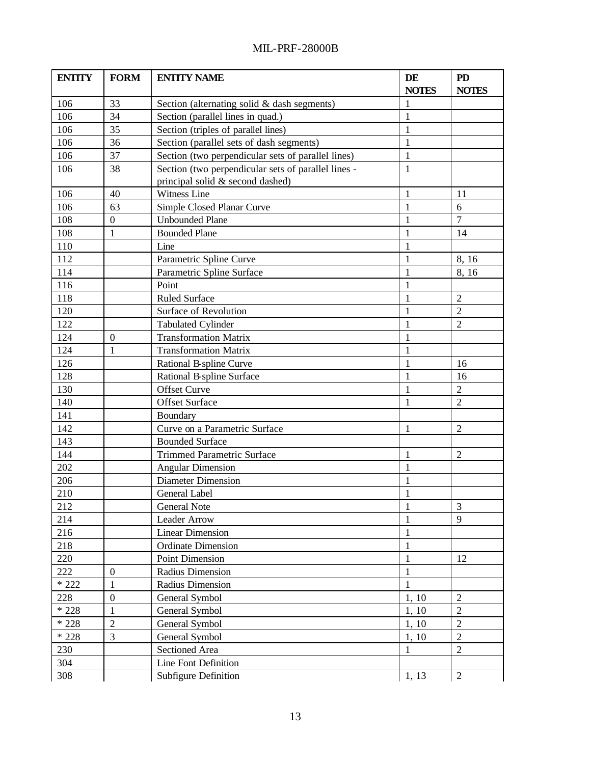| ENTITY | FORM | ENTITY NAME | DE NOTES | PD NOTES |
|---|---|---|---|---|
| 106 | 33 | Section (alternating solid & dash segments) | 1 | |
| 106 | 34 | Section (parallel lines in quad.) | 1 | |
| 106 | 35 | Section (triples of parallel lines) | 1 | |
| 106 | 36 | Section (parallel sets of dash segments) | 1 | |
| 106 | 37 | Section (two perpendicular sets of parallel lines) | 1 | |
| 106 | 38 | Section (two perpendicular sets of parallel lines - principal solid & second dashed) | 1 | |
| 106 | 40 | Witness Line | 1 | 11 |
| 106 | 63 | Simple Closed Planar Curve | 1 | 6 |
| 108 | 0 | Unbounded Plane | 1 | 7 |
| 108 | 1 | Bounded Plane | 1 | 14 |
| 110 | | Line | 1 | |
| 112 | | Parametric Spline Curve | 1 | 8, 16 |
| 114 | | Parametric Spline Surface | 1 | 8, 16 |
| 116 | | Point | 1 | |
| 118 | | Ruled Surface | 1 | 2 |
| 120 | | Surface of Revolution | 1 | 2 |
| 122 | | Tabulated Cylinder | 1 | 2 |
| 124 | 0 | Transformation Matrix | 1 | |
| 124 | 1 | Transformation Matrix | 1 | |
| 126 | | Rational B-spline Curve | 1 | 16 |
| 128 | | Rational B-spline Surface | 1 | 16 |
| 130 | | Offset Curve | 1 | 2 |
| 140 | | Offset Surface | 1 | 2 |
| 141 | | Boundary | | |
| 142 | | Curve on a Parametric Surface | 1 | 2 |
| 143 | | Bounded Surface | | |
| 144 | | Trimmed Parametric Surface | 1 | 2 |
| 202 | | Angular Dimension | 1 | |
| 206 | | Diameter Dimension | 1 | |
| 210 | | General Label | 1 | |
| 212 | | General Note | 1 | 3 |
| 214 | | Leader Arrow | 1 | 9 |
| 216 | | Linear Dimension | 1 | |
| 218 | | Ordinate Dimension | 1 | |
| 220 | | Point Dimension | 1 | 12 |
| 222 | 0 | Radius Dimension | 1 | |
| * 222 | 1 | Radius Dimension | 1 | |
| 228 | 0 | General Symbol | 1, 10 | 2 |
| * 228 | 1 | General Symbol | 1, 10 | 2 |
| * 228 | 2 | General Symbol | 1, 10 | 2 |
| * 228 | 3 | General Symbol | 1, 10 | 2 |
| 230 | | Sectioned Area | 1 | 2 |
| 304 | | Line Font Definition | | |
| 308 | | Subfigure Definition | 1, 13 | 2 |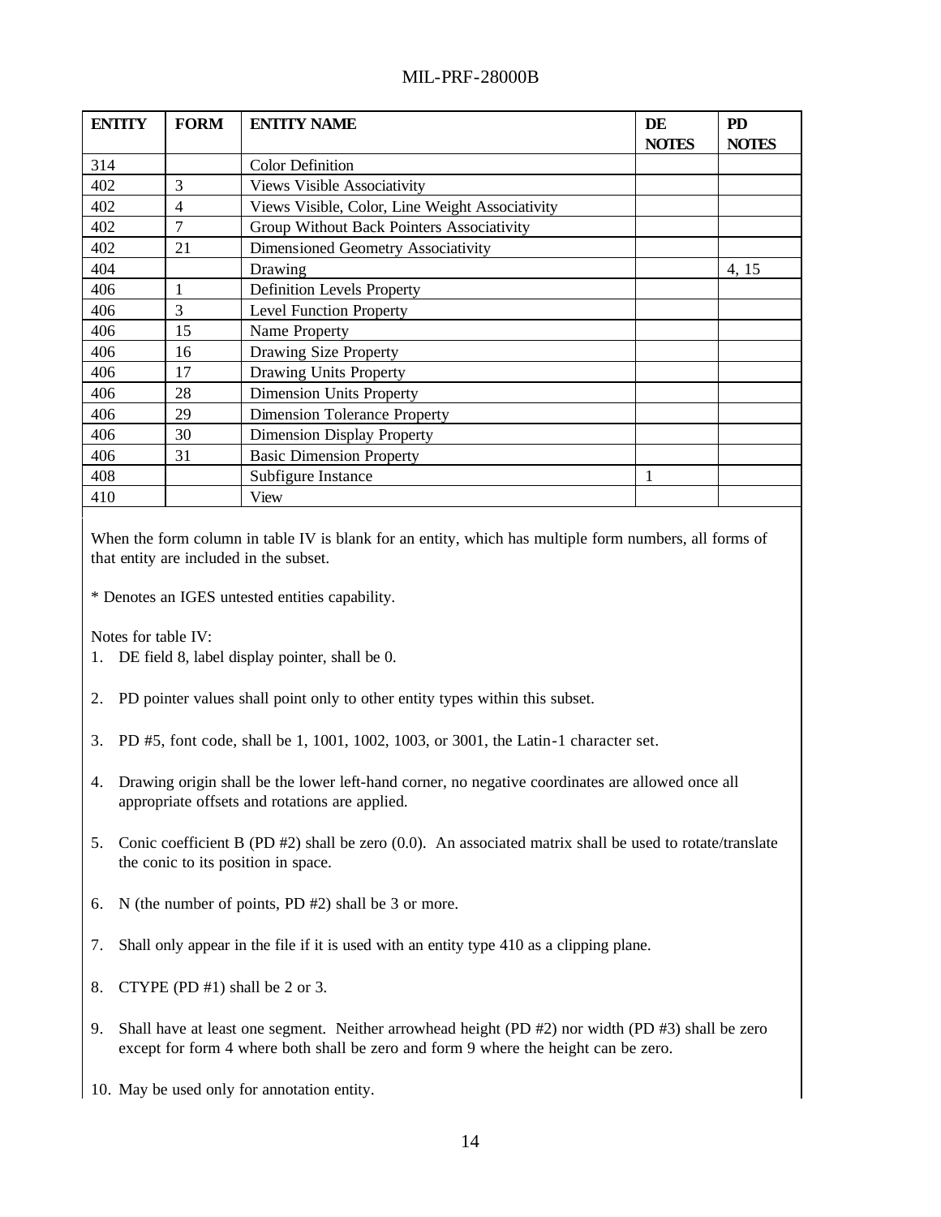| ENTITY | FORM | ENTITY NAME | DE NOTES | PD NOTES |
|---|---|---|---|---|
| 314 | | Color Definition | | |
| 402 | 3 | Views Visible Associativity | | |
| 402 | 4 | Views Visible, Color, Line Weight Associativity | | |
| 402 | 7 | Group Without Back Pointers Associativity | | |
| 402 | 21 | Dimensioned Geometry Associativity | | |
| 404 | | Drawing | | 4, 15 |
| 406 | 1 | Definition Levels Property | | |
| 406 | 3 | Level Function Property | | |
| 406 | 15 | Name Property | | |
| 406 | 16 | Drawing Size Property | | |
| 406 | 17 | Drawing Units Property | | |
| 406 | 28 | Dimension Units Property | | |
| 406 | 29 | Dimension Tolerance Property | | |
| 406 | 30 | Dimension Display Property | | |
| 406 | 31 | Basic Dimension Property | | |
| 408 | | Subfigure Instance | 1 | |
| 410 | | View | | |

When the form column in table IV is blank for an entity, which has multiple form numbers, all forms of that entity are included in the subset.

* Denotes an IGES untested entities capability.

Notes for table IV:

1. DE field 8, label display pointer, shall be 0.

2. PD pointer values shall point only to other entity types within this subset.

3. PD #5, font code, shall be 1, 1001, 1002, 1003, or 3001, the Latin-1 character set.

4. Drawing origin shall be the lower left-hand corner, no negative coordinates are allowed once all appropriate offsets and rotations are applied.

5. Conic coefficient B (PD #2) shall be zero (0.0). An associated matrix shall be used to rotate/translate the conic to its position in space.

6. N (the number of points, PD #2) shall be 3 or more.

7. Shall only appear in the file if it is used with an entity type 410 as a clipping plane.

8. CTYPE (PD #1) shall be 2 or 3.

9. Shall have at least one segment. Neither arrowhead height (PD #2) nor width (PD #3) shall be zero except for form 4 where both shall be zero and form 9 where the height can be zero.

10. May be used only for annotation entity.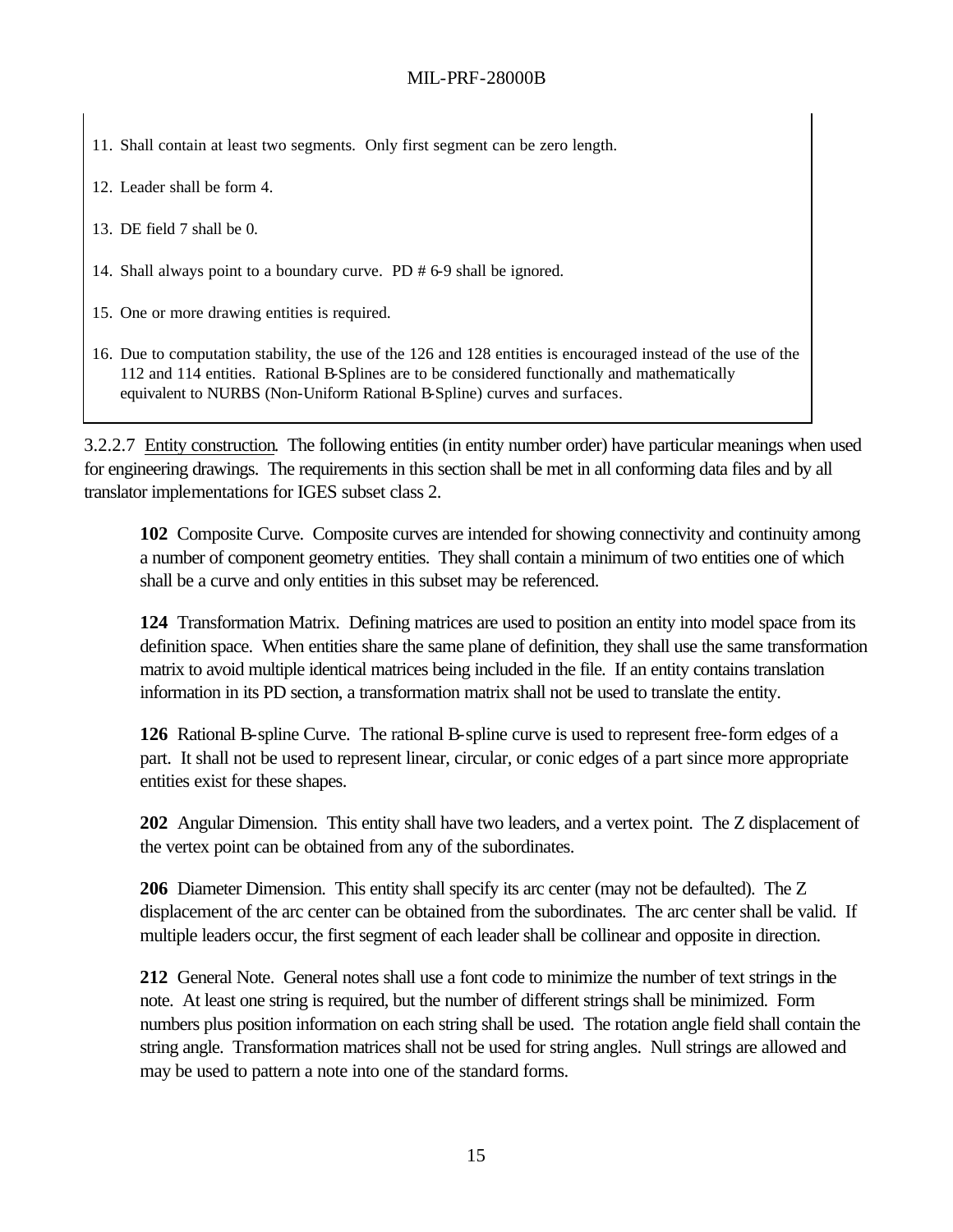11. Shall contain at least two segments. Only first segment can be zero length.

12. Leader shall be form 4.

13. DE field 7 shall be 0.

14. Shall always point to a boundary curve. PD # 6-9 shall be ignored.

15. One or more drawing entities is required.

16. Due to computation stability, the use of the 126 and 128 entities is encouraged instead of the use of the 112 and 114 entities. Rational B-Splines are to be considered functionally and mathematically equivalent to NURBS (Non-Uniform Rational B-Spline) curves and surfaces.

3.2.2.7 Entity construction. The following entities (in entity number order) have particular meanings when used for engineering drawings. The requirements in this section shall be met in all conforming data files and by all translator implementations for IGES subset class 2.

**102** Composite Curve. Composite curves are intended for showing connectivity and continuity among a number of component geometry entities. They shall contain a minimum of two entities one of which shall be a curve and only entities in this subset may be referenced.

**124** Transformation Matrix. Defining matrices are used to position an entity into model space from its definition space. When entities share the same plane of definition, they shall use the same transformation matrix to avoid multiple identical matrices being included in the file. If an entity contains translation information in its PD section, a transformation matrix shall not be used to translate the entity.

**126** Rational B-spline Curve. The rational B-spline curve is used to represent free-form edges of a part. It shall not be used to represent linear, circular, or conic edges of a part since more appropriate entities exist for these shapes.

**202** Angular Dimension. This entity shall have two leaders, and a vertex point. The Z displacement of the vertex point can be obtained from any of the subordinates.

**206** Diameter Dimension. This entity shall specify its arc center (may not be defaulted). The Z displacement of the arc center can be obtained from the subordinates. The arc center shall be valid. If multiple leaders occur, the first segment of each leader shall be collinear and opposite in direction.

**212** General Note. General notes shall use a font code to minimize the number of text strings in the note. At least one string is required, but the number of different strings shall be minimized. Form numbers plus position information on each string shall be used. The rotation angle field shall contain the string angle. Transformation matrices shall not be used for string angles. Null strings are allowed and may be used to pattern a note into one of the standard forms.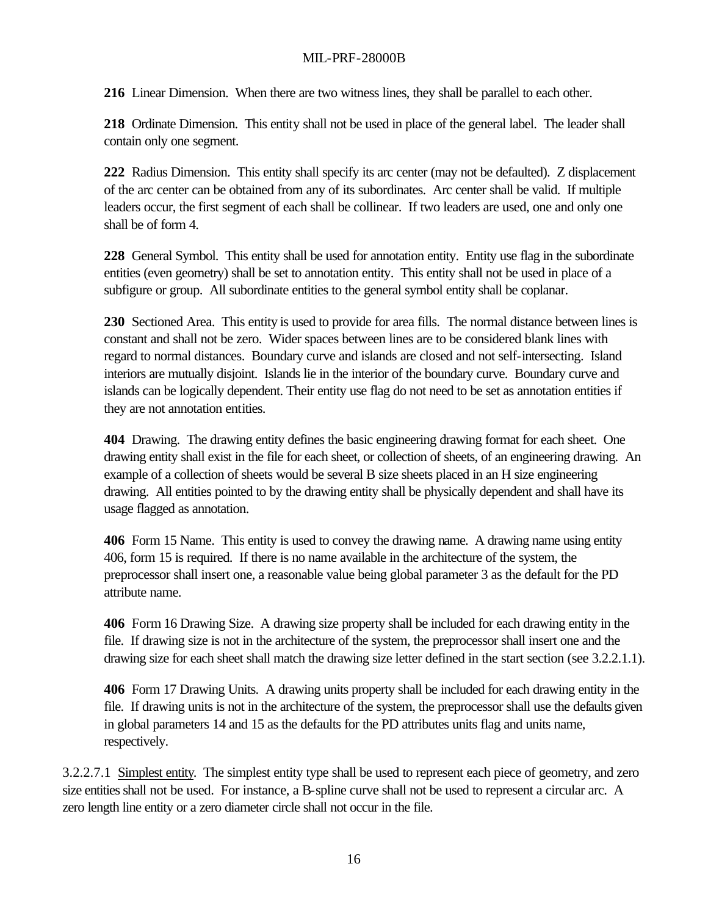**216** Linear Dimension. When there are two witness lines, they shall be parallel to each other.

**218** Ordinate Dimension. This entity shall not be used in place of the general label. The leader shall contain only one segment.

**222** Radius Dimension. This entity shall specify its arc center (may not be defaulted). Z displacement of the arc center can be obtained from any of its subordinates. Arc center shall be valid. If multiple leaders occur, the first segment of each shall be collinear. If two leaders are used, one and only one shall be of form 4.

**228** General Symbol. This entity shall be used for annotation entity. Entity use flag in the subordinate entities (even geometry) shall be set to annotation entity. This entity shall not be used in place of a subfigure or group. All subordinate entities to the general symbol entity shall be coplanar.

**230** Sectioned Area. This entity is used to provide for area fills. The normal distance between lines is constant and shall not be zero. Wider spaces between lines are to be considered blank lines with regard to normal distances. Boundary curve and islands are closed and not self-intersecting. Island interiors are mutually disjoint. Islands lie in the interior of the boundary curve. Boundary curve and islands can be logically dependent. Their entity use flag do not need to be set as annotation entities if they are not annotation entities.

**404** Drawing. The drawing entity defines the basic engineering drawing format for each sheet. One drawing entity shall exist in the file for each sheet, or collection of sheets, of an engineering drawing. An example of a collection of sheets would be several B size sheets placed in an H size engineering drawing. All entities pointed to by the drawing entity shall be physically dependent and shall have its usage flagged as annotation.

**406** Form 15 Name. This entity is used to convey the drawing name. A drawing name using entity 406, form 15 is required. If there is no name available in the architecture of the system, the preprocessor shall insert one, a reasonable value being global parameter 3 as the default for the PD attribute name.

**406** Form 16 Drawing Size. A drawing size property shall be included for each drawing entity in the file. If drawing size is not in the architecture of the system, the preprocessor shall insert one and the drawing size for each sheet shall match the drawing size letter defined in the start section (see 3.2.2.1.1).

**406** Form 17 Drawing Units. A drawing units property shall be included for each drawing entity in the file. If drawing units is not in the architecture of the system, the preprocessor shall use the defaults given in global parameters 14 and 15 as the defaults for the PD attributes units flag and units name, respectively.

3.2.2.7.1 Simplest entity. The simplest entity type shall be used to represent each piece of geometry, and zero size entities shall not be used. For instance, a B-spline curve shall not be used to represent a circular arc. A zero length line entity or a zero diameter circle shall not occur in the file.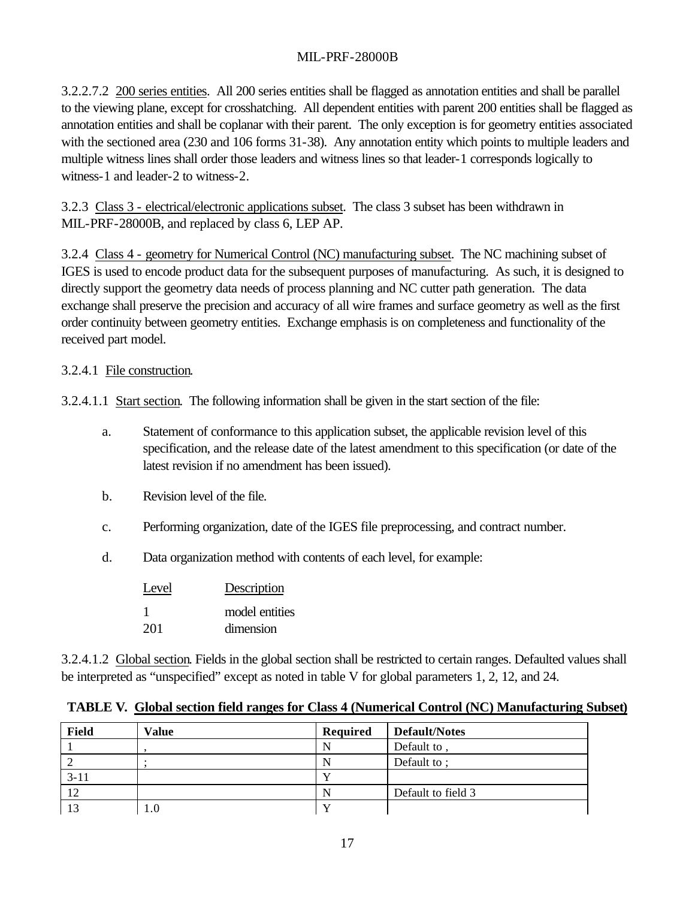3.2.2.7.2 200 series entities. All 200 series entities shall be flagged as annotation entities and shall be parallel to the viewing plane, except for crosshatching. All dependent entities with parent 200 entities shall be flagged as annotation entities and shall be coplanar with their parent. The only exception is for geometry entities associated with the sectioned area (230 and 106 forms 31-38). Any annotation entity which points to multiple leaders and multiple witness lines shall order those leaders and witness lines so that leader-1 corresponds logically to witness-1 and leader-2 to witness-2.

3.2.3 Class 3 - electrical/electronic applications subset. The class 3 subset has been withdrawn in MIL-PRF-28000B, and replaced by class 6, LEP AP.

3.2.4 Class 4 - geometry for Numerical Control (NC) manufacturing subset. The NC machining subset of IGES is used to encode product data for the subsequent purposes of manufacturing. As such, it is designed to directly support the geometry data needs of process planning and NC cutter path generation. The data exchange shall preserve the precision and accuracy of all wire frames and surface geometry as well as the first order continuity between geometry entities. Exchange emphasis is on completeness and functionality of the received part model.

3.2.4.1 File construction.

3.2.4.1.1 Start section. The following information shall be given in the start section of the file:

a. Statement of conformance to this application subset, the applicable revision level of this specification, and the release date of the latest amendment to this specification (or date of the latest revision if no amendment has been issued).

b. Revision level of the file.

c. Performing organization, date of the IGES file preprocessing, and contract number.

d. Data organization method with contents of each level, for example:

| Level | Description |
|---|---|
| 1 | model entities |
| 201 | dimension |

3.2.4.1.2 Global section. Fields in the global section shall be restricted to certain ranges. Defaulted values shall be interpreted as "unspecified" except as noted in table V for global parameters 1, 2, 12, and 24.

**TABLE V. Global section field ranges for Class 4 (Numerical Control (NC) Manufacturing Subset)**

| Field | Value | Required | Default/Notes |
|---|---|---|---|
| 1 | , | N | Default to , |
| 2 | ; | N | Default to ; |
| 3-11 | | Y | |
| 12 | | N | Default to field 3 |
| 13 | 1.0 | Y | |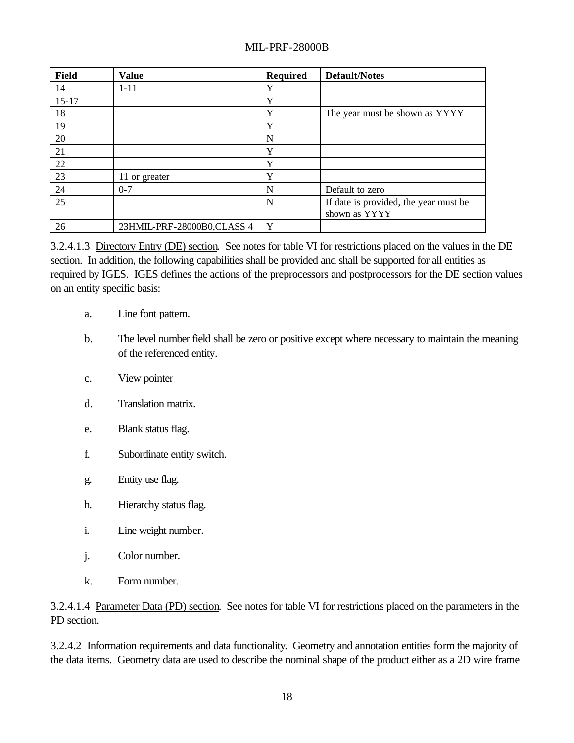| Field | Value | Required | Default/Notes |
|---|---|---|---|
| 14 | 1-11 | Y | |
| 15-17 | | Y | |
| 18 | | Y | The year must be shown as YYYY |
| 19 | | Y | |
| 20 | | N | |
| 21 | | Y | |
| 22 | | Y | |
| 23 | 11 or greater | Y | |
| 24 | 0-7 | N | Default to zero |
| 25 | | N | If date is provided, the year must be shown as YYYY |
| 26 | 23HMIL-PRF-28000B0,CLASS 4 | Y | |

3.2.4.1.3 Directory Entry (DE) section. See notes for table VI for restrictions placed on the values in the DE section. In addition, the following capabilities shall be provided and shall be supported for all entities as required by IGES. IGES defines the actions of the preprocessors and postprocessors for the DE section values on an entity specific basis:

a. Line font pattern.

b. The level number field shall be zero or positive except where necessary to maintain the meaning of the referenced entity.

c. View pointer

d. Translation matrix.

e. Blank status flag.

f. Subordinate entity switch.

g. Entity use flag.

h. Hierarchy status flag.

i. Line weight number.

j. Color number.

k. Form number.

3.2.4.1.4 Parameter Data (PD) section. See notes for table VI for restrictions placed on the parameters in the PD section.

3.2.4.2 Information requirements and data functionality. Geometry and annotation entities form the majority of the data items. Geometry data are used to describe the nominal shape of the product either as a 2D wire frame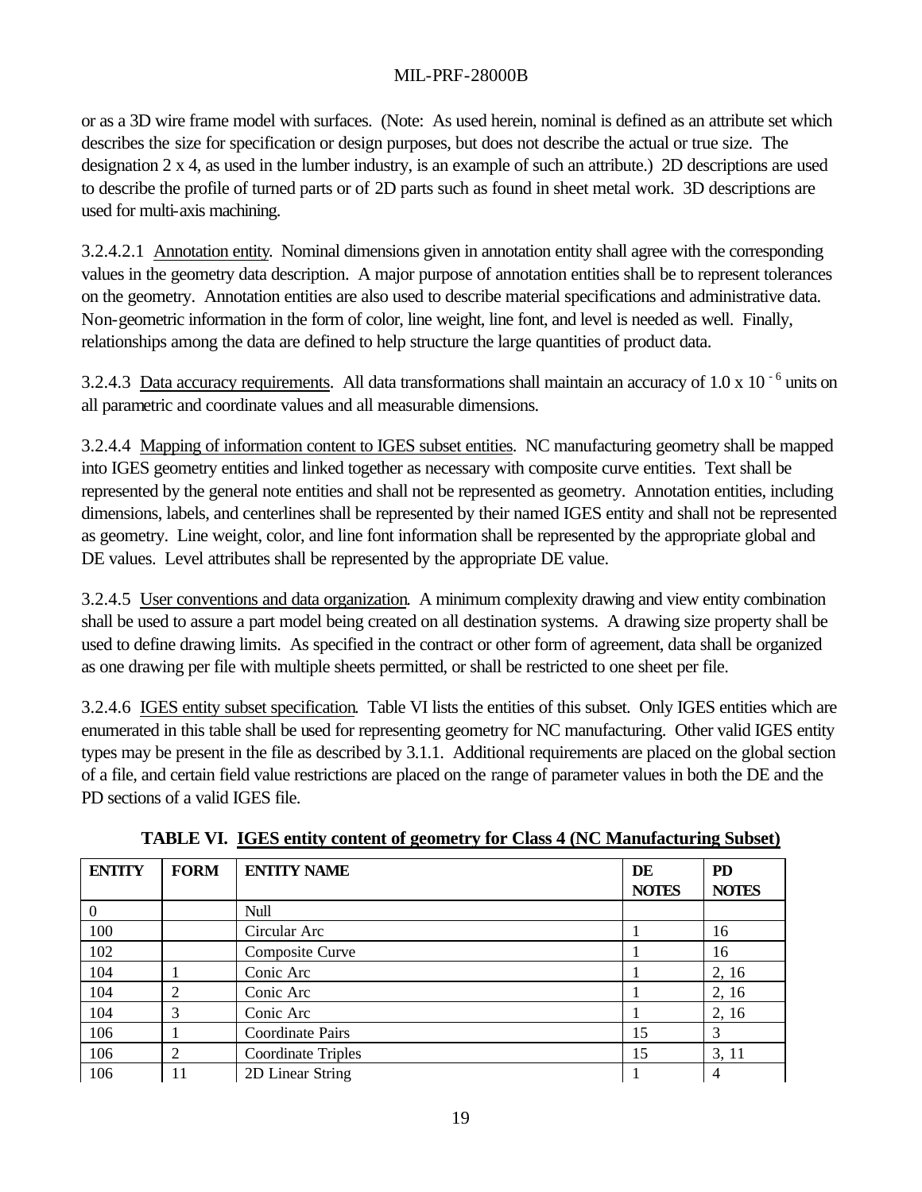or as a 3D wire frame model with surfaces. (Note: As used herein, nominal is defined as an attribute set which describes the size for specification or design purposes, but does not describe the actual or true size. The designation 2 x 4, as used in the lumber industry, is an example of such an attribute.) 2D descriptions are used to describe the profile of turned parts or of 2D parts such as found in sheet metal work. 3D descriptions are used for multi-axis machining.

3.2.4.2.1 Annotation entity. Nominal dimensions given in annotation entity shall agree with the corresponding values in the geometry data description. A major purpose of annotation entities shall be to represent tolerances on the geometry. Annotation entities are also used to describe material specifications and administrative data. Non-geometric information in the form of color, line weight, line font, and level is needed as well. Finally, relationships among the data are defined to help structure the large quantities of product data.

3.2.4.3 Data accuracy requirements. All data transformations shall maintain an accuracy of $1.0 \times 10^{-6}$ units on all parametric and coordinate values and all measurable dimensions.

3.2.4.4 Mapping of information content to IGES subset entities. NC manufacturing geometry shall be mapped into IGES geometry entities and linked together as necessary with composite curve entities. Text shall be represented by the general note entities and shall not be represented as geometry. Annotation entities, including dimensions, labels, and centerlines shall be represented by their named IGES entity and shall not be represented as geometry. Line weight, color, and line font information shall be represented by the appropriate global and DE values. Level attributes shall be represented by the appropriate DE value.

3.2.4.5 User conventions and data organization. A minimum complexity drawing and view entity combination shall be used to assure a part model being created on all destination systems. A drawing size property shall be used to define drawing limits. As specified in the contract or other form of agreement, data shall be organized as one drawing per file with multiple sheets permitted, or shall be restricted to one sheet per file.

3.2.4.6 IGES entity subset specification. Table VI lists the entities of this subset. Only IGES entities which are enumerated in this table shall be used for representing geometry for NC manufacturing. Other valid IGES entity types may be present in the file as described by 3.1.1. Additional requirements are placed on the global section of a file, and certain field value restrictions are placed on the range of parameter values in both the DE and the PD sections of a valid IGES file.

**TABLE VI. IGES entity content of geometry for Class 4 (NC Manufacturing Subset)**

| ENTITY | FORM | ENTITY NAME | DE NOTES | PD NOTES |
|---|---|---|---|---|
| 0 | | Null | | |
| 100 | | Circular Arc | 1 | 16 |
| 102 | | Composite Curve | 1 | 16 |
| 104 | 1 | Conic Arc | 1 | 2, 16 |
| 104 | 2 | Conic Arc | 1 | 2, 16 |
| 104 | 3 | Conic Arc | 1 | 2, 16 |
| 106 | 1 | Coordinate Pairs | 15 | 3 |
| 106 | 2 | Coordinate Triples | 15 | 3, 11 |
| 106 | 11 | 2D Linear String | 1 | 4 |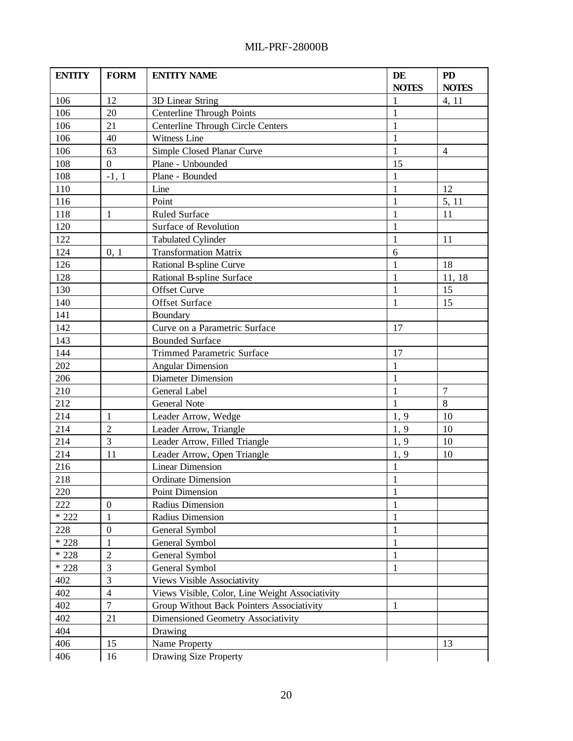| ENTITY | FORM | ENTITY NAME | DE NOTES | PD NOTES |
|---|---|---|---|---|
| 106 | 12 | 3D Linear String | 1 | 4, 11 |
| 106 | 20 | Centerline Through Points | 1 | |
| 106 | 21 | Centerline Through Circle Centers | 1 | |
| 106 | 40 | Witness Line | 1 | |
| 106 | 63 | Simple Closed Planar Curve | 1 | 4 |
| 108 | 0 | Plane - Unbounded | 15 | |
| 108 | -1, 1 | Plane - Bounded | 1 | |
| 110 | | Line | 1 | 12 |
| 116 | | Point | 1 | 5, 11 |
| 118 | 1 | Ruled Surface | 1 | 11 |
| 120 | | Surface of Revolution | 1 | |
| 122 | | Tabulated Cylinder | 1 | 11 |
| 124 | 0, 1 | Transformation Matrix | 6 | |
| 126 | | Rational B-spline Curve | 1 | 18 |
| 128 | | Rational B-spline Surface | 1 | 11, 18 |
| 130 | | Offset Curve | 1 | 15 |
| 140 | | Offset Surface | 1 | 15 |
| 141 | | Boundary | | |
| 142 | | Curve on a Parametric Surface | 17 | |
| 143 | | Bounded Surface | | |
| 144 | | Trimmed Parametric Surface | 17 | |
| 202 | | Angular Dimension | 1 | |
| 206 | | Diameter Dimension | 1 | |
| 210 | | General Label | 1 | 7 |
| 212 | | General Note | 1 | 8 |
| 214 | 1 | Leader Arrow, Wedge | 1, 9 | 10 |
| 214 | 2 | Leader Arrow, Triangle | 1, 9 | 10 |
| 214 | 3 | Leader Arrow, Filled Triangle | 1, 9 | 10 |
| 214 | 11 | Leader Arrow, Open Triangle | 1, 9 | 10 |
| 216 | | Linear Dimension | 1 | |
| 218 | | Ordinate Dimension | 1 | |
| 220 | | Point Dimension | 1 | |
| 222 | 0 | Radius Dimension | 1 | |
| * 222 | 1 | Radius Dimension | 1 | |
| 228 | 0 | General Symbol | 1 | |
| * 228 | 1 | General Symbol | 1 | |
| * 228 | 2 | General Symbol | 1 | |
| * 228 | 3 | General Symbol | 1 | |
| 402 | 3 | Views Visible Associativity | | |
| 402 | 4 | Views Visible, Color, Line Weight Associativity | | |
| 402 | 7 | Group Without Back Pointers Associativity | 1 | |
| 402 | 21 | Dimensioned Geometry Associativity | | |
| 404 | | Drawing | | |
| 406 | 15 | Name Property | | 13 |
| 406 | 16 | Drawing Size Property | | |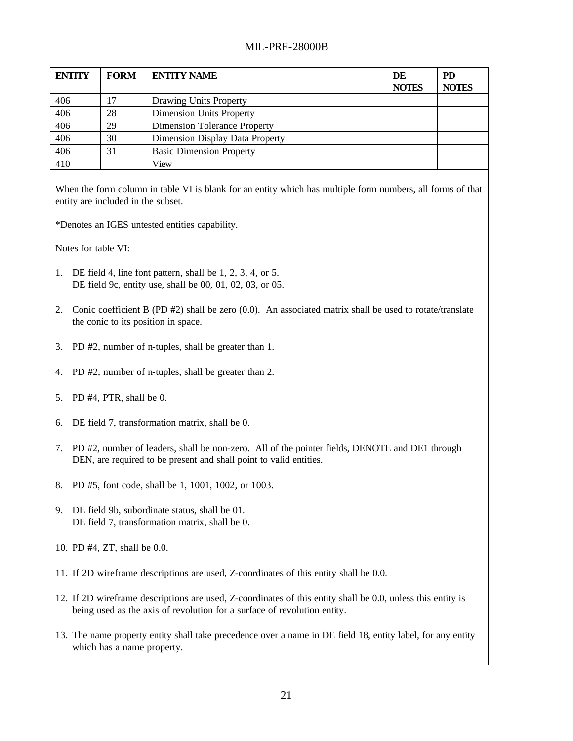| ENTITY | FORM | ENTITY NAME | DE NOTES | PD NOTES |
|---|---|---|---|---|
| 406 | 17 | Drawing Units Property | | |
| 406 | 28 | Dimension Units Property | | |
| 406 | 29 | Dimension Tolerance Property | | |
| 406 | 30 | Dimension Display Data Property | | |
| 406 | 31 | Basic Dimension Property | | |
| 410 | | View | | |

When the form column in table VI is blank for an entity which has multiple form numbers, all forms of that entity are included in the subset.

*Denotes an IGES untested entities capability.

Notes for table VI:

1. DE field 4, line font pattern, shall be 1, 2, 3, 4, or 5.
   DE field 9c, entity use, shall be 00, 01, 02, 03, or 05.

2. Conic coefficient B (PD #2) shall be zero (0.0). An associated matrix shall be used to rotate/translate the conic to its position in space.

3. PD #2, number of n-tuples, shall be greater than 1.

4. PD #2, number of n-tuples, shall be greater than 2.

5. PD #4, PTR, shall be 0.

6. DE field 7, transformation matrix, shall be 0.

7. PD #2, number of leaders, shall be non-zero. All of the pointer fields, DENOTE and DE1 through DEN, are required to be present and shall point to valid entities.

8. PD #5, font code, shall be 1, 1001, 1002, or 1003.

9. DE field 9b, subordinate status, shall be 01.
   DE field 7, transformation matrix, shall be 0.

10. PD #4, ZT, shall be 0.0.

11. If 2D wireframe descriptions are used, Z-coordinates of this entity shall be 0.0.

12. If 2D wireframe descriptions are used, Z-coordinates of this entity shall be 0.0, unless this entity is being used as the axis of revolution for a surface of revolution entity.

13. The name property entity shall take precedence over a name in DE field 18, entity label, for any entity which has a name property.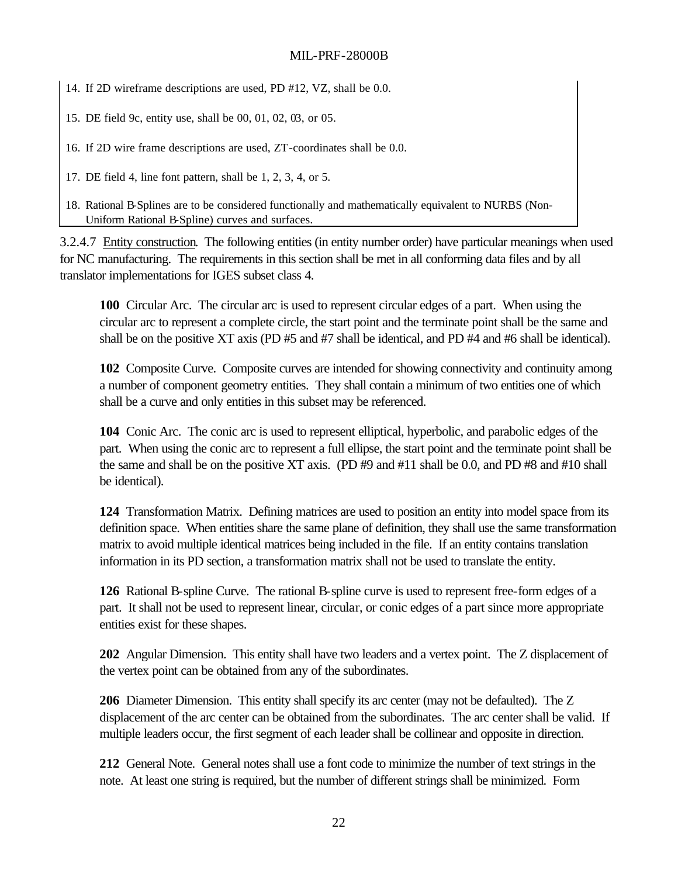14. If 2D wireframe descriptions are used, PD #12, VZ, shall be 0.0.

15. DE field 9c, entity use, shall be 00, 01, 02, 03, or 05.

16. If 2D wire frame descriptions are used, ZT-coordinates shall be 0.0.

17. DE field 4, line font pattern, shall be 1, 2, 3, 4, or 5.

18. Rational B-Splines are to be considered functionally and mathematically equivalent to NURBS (Non-Uniform Rational B-Spline) curves and surfaces.

3.2.4.7 Entity construction. The following entities (in entity number order) have particular meanings when used for NC manufacturing. The requirements in this section shall be met in all conforming data files and by all translator implementations for IGES subset class 4.

**100** Circular Arc. The circular arc is used to represent circular edges of a part. When using the circular arc to represent a complete circle, the start point and the terminate point shall be the same and shall be on the positive XT axis (PD #5 and #7 shall be identical, and PD #4 and #6 shall be identical).

**102** Composite Curve. Composite curves are intended for showing connectivity and continuity among a number of component geometry entities. They shall contain a minimum of two entities one of which shall be a curve and only entities in this subset may be referenced.

**104** Conic Arc. The conic arc is used to represent elliptical, hyperbolic, and parabolic edges of the part. When using the conic arc to represent a full ellipse, the start point and the terminate point shall be the same and shall be on the positive XT axis. (PD #9 and #11 shall be 0.0, and PD #8 and #10 shall be identical).

**124** Transformation Matrix. Defining matrices are used to position an entity into model space from its definition space. When entities share the same plane of definition, they shall use the same transformation matrix to avoid multiple identical matrices being included in the file. If an entity contains translation information in its PD section, a transformation matrix shall not be used to translate the entity.

**126** Rational B-spline Curve. The rational B-spline curve is used to represent free-form edges of a part. It shall not be used to represent linear, circular, or conic edges of a part since more appropriate entities exist for these shapes.

**202** Angular Dimension. This entity shall have two leaders and a vertex point. The Z displacement of the vertex point can be obtained from any of the subordinates.

**206** Diameter Dimension. This entity shall specify its arc center (may not be defaulted). The Z displacement of the arc center can be obtained from the subordinates. The arc center shall be valid. If multiple leaders occur, the first segment of each leader shall be collinear and opposite in direction.

**212** General Note. General notes shall use a font code to minimize the number of text strings in the note. At least one string is required, but the number of different strings shall be minimized. Form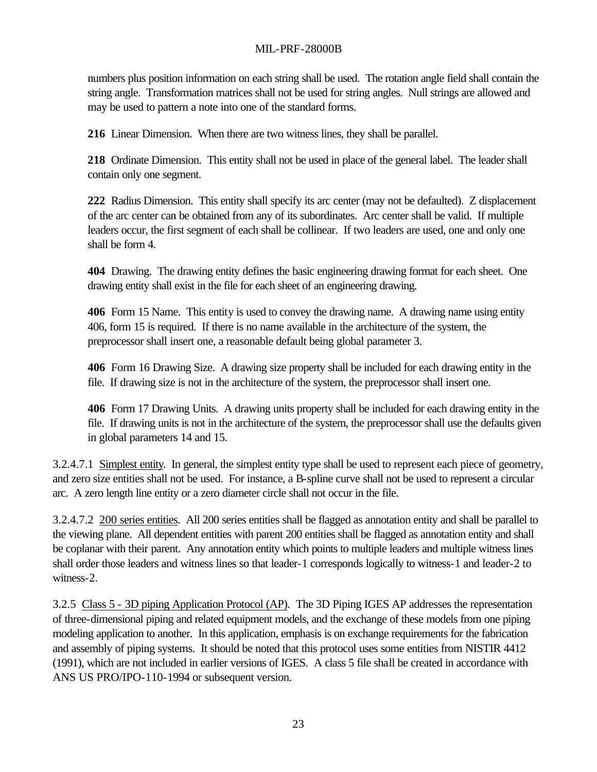numbers plus position information on each string shall be used. The rotation angle field shall contain the string angle. Transformation matrices shall not be used for string angles. Null strings are allowed and may be used to pattern a note into one of the standard forms.

**216** Linear Dimension. When there are two witness lines, they shall be parallel.

**218** Ordinate Dimension. This entity shall not be used in place of the general label. The leader shall contain only one segment.

**222** Radius Dimension. This entity shall specify its arc center (may not be defaulted). Z displacement of the arc center can be obtained from any of its subordinates. Arc center shall be valid. If multiple leaders occur, the first segment of each shall be collinear. If two leaders are used, one and only one shall be form 4.

**404** Drawing. The drawing entity defines the basic engineering drawing format for each sheet. One drawing entity shall exist in the file for each sheet of an engineering drawing.

**406** Form 15 Name. This entity is used to convey the drawing name. A drawing name using entity 406, form 15 is required. If there is no name available in the architecture of the system, the preprocessor shall insert one, a reasonable default being global parameter 3.

**406** Form 16 Drawing Size. A drawing size property shall be included for each drawing entity in the file. If drawing size is not in the architecture of the system, the preprocessor shall insert one.

**406** Form 17 Drawing Units. A drawing units property shall be included for each drawing entity in the file. If drawing units is not in the architecture of the system, the preprocessor shall use the defaults given in global parameters 14 and 15.

3.2.4.7.1 Simplest entity. In general, the simplest entity type shall be used to represent each piece of geometry, and zero size entities shall not be used. For instance, a B-spline curve shall not be used to represent a circular arc. A zero length line entity or a zero diameter circle shall not occur in the file.

3.2.4.7.2 200 series entities. All 200 series entities shall be flagged as annotation entity and shall be parallel to the viewing plane. All dependent entities with parent 200 entities shall be flagged as annotation entity and shall be coplanar with their parent. Any annotation entity which points to multiple leaders and multiple witness lines shall order those leaders and witness lines so that leader-1 corresponds logically to witness-1 and leader-2 to witness-2.

3.2.5 Class 5 - 3D piping Application Protocol (AP). The 3D Piping IGES AP addresses the representation of three-dimensional piping and related equipment models, and the exchange of these models from one piping modeling application to another. In this application, emphasis is on exchange requirements for the fabrication and assembly of piping systems. It should be noted that this protocol uses some entities from NISTIR 4412 (1991), which are not included in earlier versions of IGES. A class 5 file shall be created in accordance with ANS US PRO/IPO-110-1994 or subsequent version.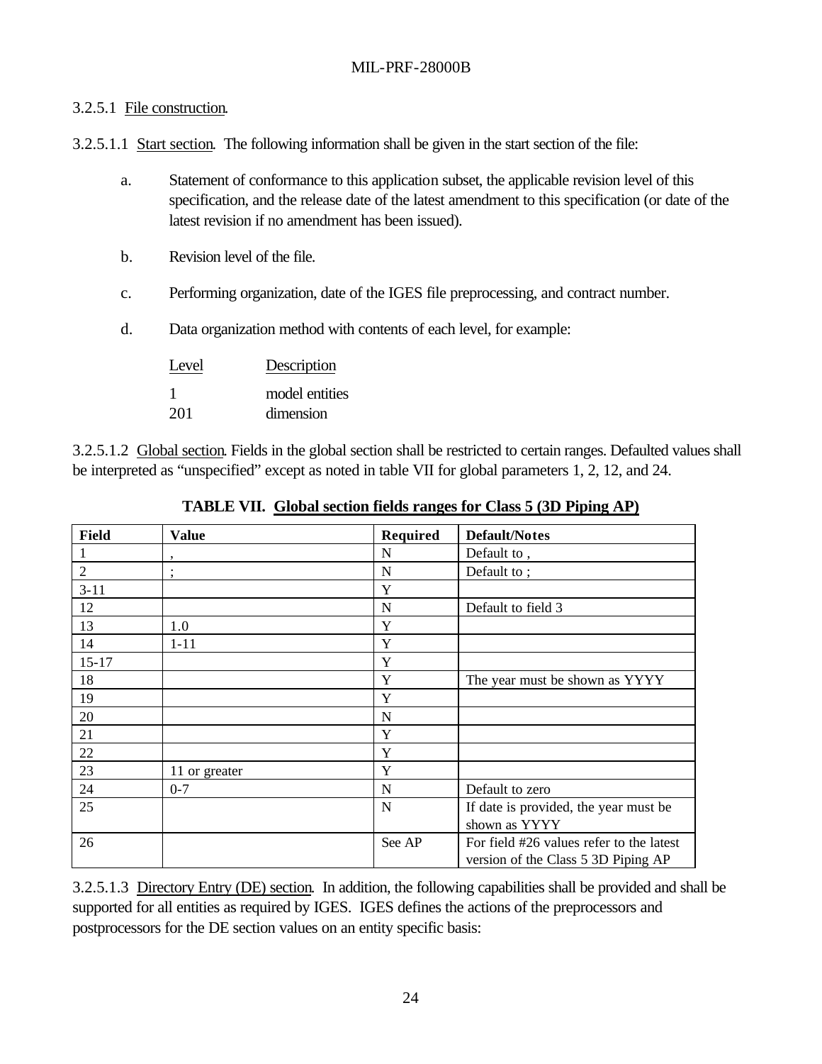3.2.5.1 File construction.

3.2.5.1.1 Start section. The following information shall be given in the start section of the file:

a. Statement of conformance to this application subset, the applicable revision level of this specification, and the release date of the latest amendment to this specification (or date of the latest revision if no amendment has been issued).

b. Revision level of the file.

c. Performing organization, date of the IGES file preprocessing, and contract number.

d. Data organization method with contents of each level, for example:

| Level | Description |
|---|---|
| 1 | model entities |
| 201 | dimension |

3.2.5.1.2 Global section. Fields in the global section shall be restricted to certain ranges. Defaulted values shall be interpreted as "unspecified" except as noted in table VII for global parameters 1, 2, 12, and 24.

**TABLE VII. Global section fields ranges for Class 5 (3D Piping AP)**

| Field | Value | Required | Default/Notes |
|---|---|---|---|
| 1 | , | N | Default to , |
| 2 | ; | N | Default to ; |
| 3-11 | | Y | |
| 12 | | N | Default to field 3 |
| 13 | 1.0 | Y | |
| 14 | 1-11 | Y | |
| 15-17 | | Y | |
| 18 | | Y | The year must be shown as YYYY |
| 19 | | Y | |
| 20 | | N | |
| 21 | | Y | |
| 22 | | Y | |
| 23 | 11 or greater | Y | |
| 24 | 0-7 | N | Default to zero |
| 25 | | N | If date is provided, the year must be shown as YYYY |
| 26 | | See AP | For field #26 values refer to the latest version of the Class 5 3D Piping AP |

3.2.5.1.3 Directory Entry (DE) section. In addition, the following capabilities shall be provided and shall be supported for all entities as required by IGES. IGES defines the actions of the preprocessors and postprocessors for the DE section values on an entity specific basis: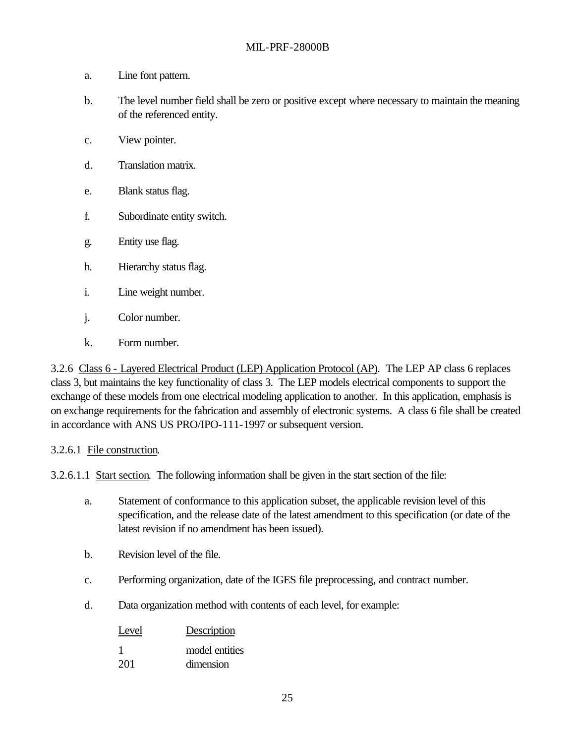a. Line font pattern.

b. The level number field shall be zero or positive except where necessary to maintain the meaning of the referenced entity.

c. View pointer.

d. Translation matrix.

e. Blank status flag.

f. Subordinate entity switch.

g. Entity use flag.

h. Hierarchy status flag.

i. Line weight number.

j. Color number.

k. Form number.

3.2.6 Class 6 - Layered Electrical Product (LEP) Application Protocol (AP). The LEP AP class 6 replaces class 3, but maintains the key functionality of class 3. The LEP models electrical components to support the exchange of these models from one electrical modeling application to another. In this application, emphasis is on exchange requirements for the fabrication and assembly of electronic systems. A class 6 file shall be created in accordance with ANS US PRO/IPO-111-1997 or subsequent version.

3.2.6.1 File construction.

3.2.6.1.1 Start section. The following information shall be given in the start section of the file:

a. Statement of conformance to this application subset, the applicable revision level of this specification, and the release date of the latest amendment to this specification (or date of the latest revision if no amendment has been issued).

b. Revision level of the file.

c. Performing organization, date of the IGES file preprocessing, and contract number.

d. Data organization method with contents of each level, for example:

| Level | Description |
|---|---|
| 1 | model entities |
| 201 | dimension |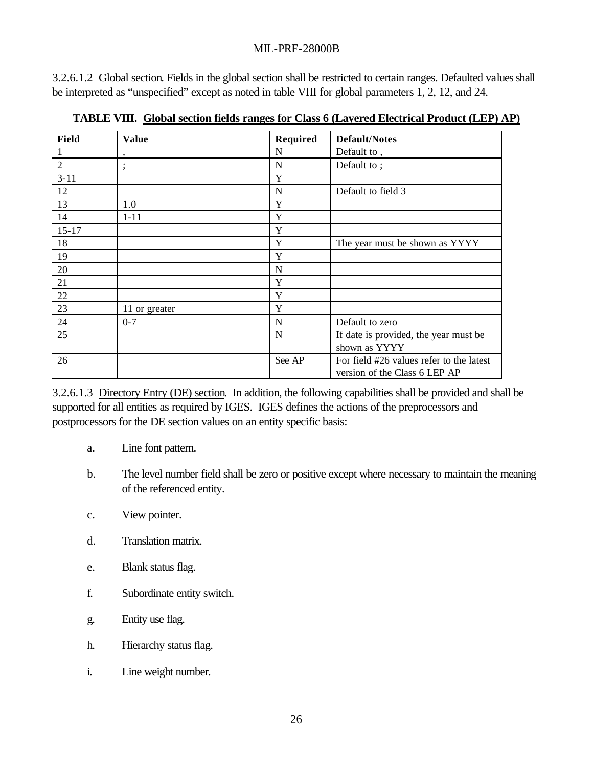3.2.6.1.2 Global section. Fields in the global section shall be restricted to certain ranges. Defaulted values shall be interpreted as "unspecified" except as noted in table VIII for global parameters 1, 2, 12, and 24.

**TABLE VIII. Global section fields ranges for Class 6 (Layered Electrical Product (LEP) AP)**

| Field | Value | Required | Default/Notes |
|---|---|---|---|
| 1 | , | N | Default to , |
| 2 | ; | N | Default to ; |
| 3-11 | | Y | |
| 12 | | N | Default to field 3 |
| 13 | 1.0 | Y | |
| 14 | 1-11 | Y | |
| 15-17 | | Y | |
| 18 | | Y | The year must be shown as YYYY |
| 19 | | Y | |
| 20 | | N | |
| 21 | | Y | |
| 22 | | Y | |
| 23 | 11 or greater | Y | |
| 24 | 0-7 | N | Default to zero |
| 25 | | N | If date is provided, the year must be shown as YYYY |
| 26 | | See AP | For field #26 values refer to the latest version of the Class 6 LEP AP |

3.2.6.1.3 Directory Entry (DE) section. In addition, the following capabilities shall be provided and shall be supported for all entities as required by IGES. IGES defines the actions of the preprocessors and postprocessors for the DE section values on an entity specific basis:

a. Line font pattern.

b. The level number field shall be zero or positive except where necessary to maintain the meaning of the referenced entity.

c. View pointer.

d. Translation matrix.

e. Blank status flag.

f. Subordinate entity switch.

g. Entity use flag.

h. Hierarchy status flag.

i. Line weight number.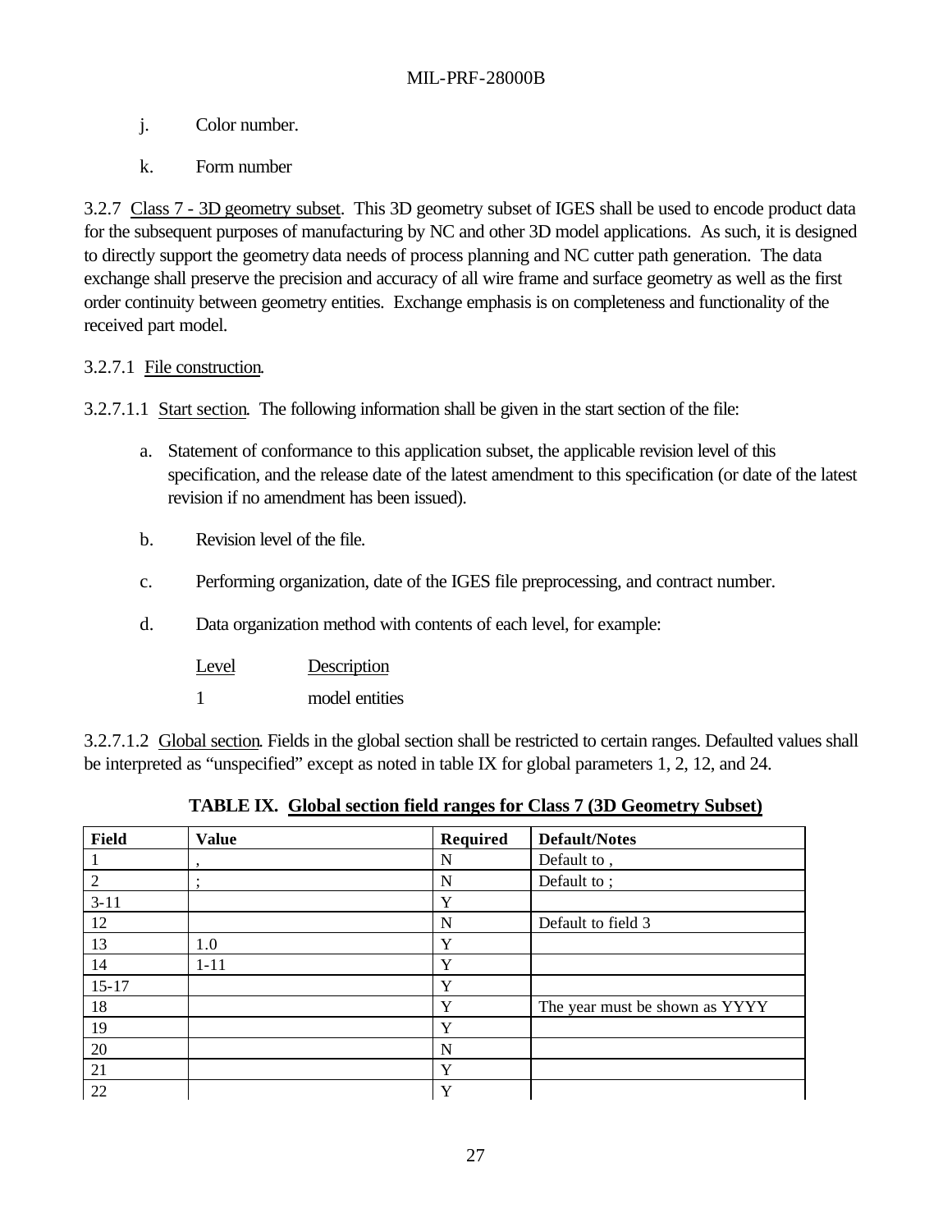j. Color number.

k. Form number

3.2.7 Class 7 - 3D geometry subset. This 3D geometry subset of IGES shall be used to encode product data for the subsequent purposes of manufacturing by NC and other 3D model applications. As such, it is designed to directly support the geometry data needs of process planning and NC cutter path generation. The data exchange shall preserve the precision and accuracy of all wire frame and surface geometry as well as the first order continuity between geometry entities. Exchange emphasis is on completeness and functionality of the received part model.

3.2.7.1 File construction.

3.2.7.1.1 Start section. The following information shall be given in the start section of the file:

a. Statement of conformance to this application subset, the applicable revision level of this specification, and the release date of the latest amendment to this specification (or date of the latest revision if no amendment has been issued).

b. Revision level of the file.

c. Performing organization, date of the IGES file preprocessing, and contract number.

d. Data organization method with contents of each level, for example:

| Level | Description |
|---|---|
| 1 | model entities |

3.2.7.1.2 Global section. Fields in the global section shall be restricted to certain ranges. Defaulted values shall be interpreted as "unspecified" except as noted in table IX for global parameters 1, 2, 12, and 24.

**TABLE IX. Global section field ranges for Class 7 (3D Geometry Subset)**

| Field | Value | Required | Default/Notes |
|---|---|---|---|
| 1 | , | N | Default to , |
| 2 | ; | N | Default to ; |
| 3-11 | | Y | |
| 12 | | N | Default to field 3 |
| 13 | 1.0 | Y | |
| 14 | 1-11 | Y | |
| 15-17 | | Y | |
| 18 | | Y | The year must be shown as YYYY |
| 19 | | Y | |
| 20 | | N | |
| 21 | | Y | |
| 22 | | Y | |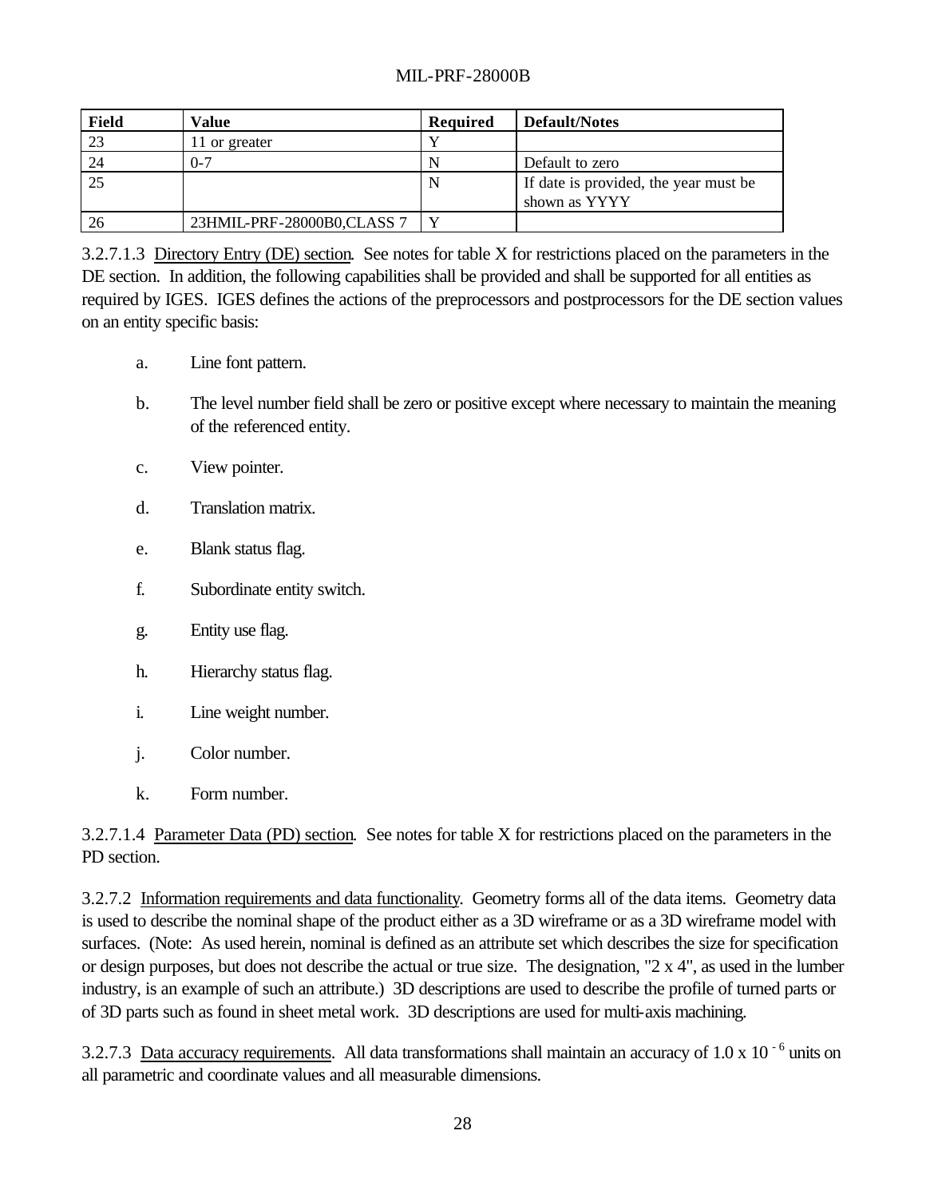| Field | Value | Required | Default/Notes |
| --- | --- | --- | --- |
| 23 | 11 or greater | Y | |
| 24 | 0-7 | N | Default to zero |
| 25 | | N | If date is provided, the year must be shown as YYYY |
| 26 | 23HMIL-PRF-28000B0,CLASS 7 | Y | |

3.2.7.1.3 Directory Entry (DE) section. See notes for table X for restrictions placed on the parameters in the DE section. In addition, the following capabilities shall be provided and shall be supported for all entities as required by IGES. IGES defines the actions of the preprocessors and postprocessors for the DE section values on an entity specific basis:

a. Line font pattern.

b. The level number field shall be zero or positive except where necessary to maintain the meaning of the referenced entity.

c. View pointer.

d. Translation matrix.

e. Blank status flag.

f. Subordinate entity switch.

g. Entity use flag.

h. Hierarchy status flag.

i. Line weight number.

j. Color number.

k. Form number.

3.2.7.1.4 Parameter Data (PD) section. See notes for table X for restrictions placed on the parameters in the PD section.

3.2.7.2 Information requirements and data functionality. Geometry forms all of the data items. Geometry data is used to describe the nominal shape of the product either as a 3D wireframe or as a 3D wireframe model with surfaces. (Note: As used herein, nominal is defined as an attribute set which describes the size for specification or design purposes, but does not describe the actual or true size. The designation, "2 x 4", as used in the lumber industry, is an example of such an attribute.) 3D descriptions are used to describe the profile of turned parts or of 3D parts such as found in sheet metal work. 3D descriptions are used for multi-axis machining.

3.2.7.3 Data accuracy requirements. All data transformations shall maintain an accuracy of $1.0 \times 10^{-6}$ units on all parametric and coordinate values and all measurable dimensions.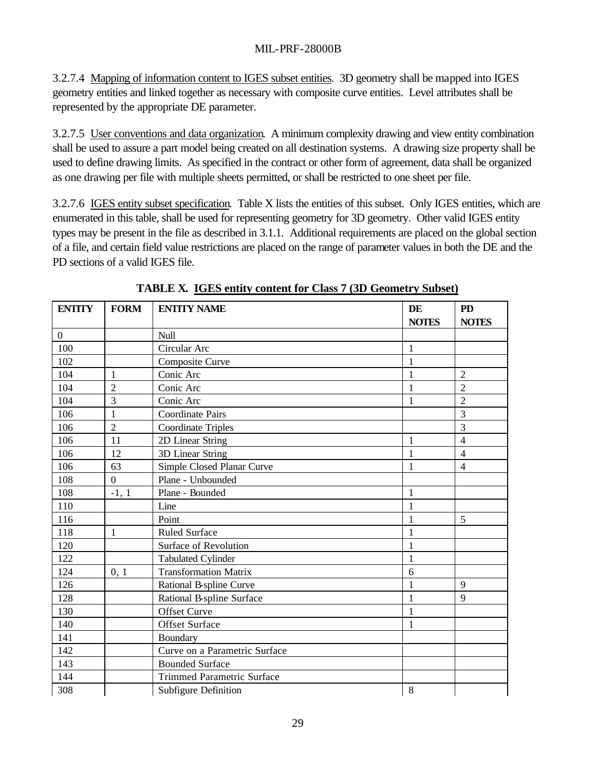3.2.7.4 Mapping of information content to IGES subset entities. 3D geometry shall be mapped into IGES geometry entities and linked together as necessary with composite curve entities. Level attributes shall be represented by the appropriate DE parameter.

3.2.7.5 User conventions and data organization. A minimum complexity drawing and view entity combination shall be used to assure a part model being created on all destination systems. A drawing size property shall be used to define drawing limits. As specified in the contract or other form of agreement, data shall be organized as one drawing per file with multiple sheets permitted, or shall be restricted to one sheet per file.

3.2.7.6 IGES entity subset specification. Table X lists the entities of this subset. Only IGES entities, which are enumerated in this table, shall be used for representing geometry for 3D geometry. Other valid IGES entity types may be present in the file as described in 3.1.1. Additional requirements are placed on the global section of a file, and certain field value restrictions are placed on the range of parameter values in both the DE and the PD sections of a valid IGES file.

**TABLE X. IGES entity content for Class 7 (3D Geometry Subset)**

| ENTITY | FORM | ENTITY NAME | DE NOTES | PD NOTES |
|---|---|---|---|---|
| 0 | | Null | | |
| 100 | | Circular Arc | 1 | |
| 102 | | Composite Curve | 1 | |
| 104 | 1 | Conic Arc | 1 | 2 |
| 104 | 2 | Conic Arc | 1 | 2 |
| 104 | 3 | Conic Arc | 1 | 2 |
| 106 | 1 | Coordinate Pairs | | 3 |
| 106 | 2 | Coordinate Triples | | 3 |
| 106 | 11 | 2D Linear String | 1 | 4 |
| 106 | 12 | 3D Linear String | 1 | 4 |
| 106 | 63 | Simple Closed Planar Curve | 1 | 4 |
| 108 | 0 | Plane - Unbounded | | |
| 108 | -1, 1 | Plane - Bounded | 1 | |
| 110 | | Line | 1 | |
| 116 | | Point | 1 | 5 |
| 118 | 1 | Ruled Surface | 1 | |
| 120 | | Surface of Revolution | 1 | |
| 122 | | Tabulated Cylinder | 1 | |
| 124 | 0, 1 | Transformation Matrix | 6 | |
| 126 | | Rational B-spline Curve | 1 | 9 |
| 128 | | Rational B-spline Surface | 1 | 9 |
| 130 | | Offset Curve | 1 | |
| 140 | | Offset Surface | 1 | |
| 141 | | Boundary | | |
| 142 | | Curve on a Parametric Surface | | |
| 143 | | Bounded Surface | | |
| 144 | | Trimmed Parametric Surface | | |
| 308 | | Subfigure Definition | 8 | |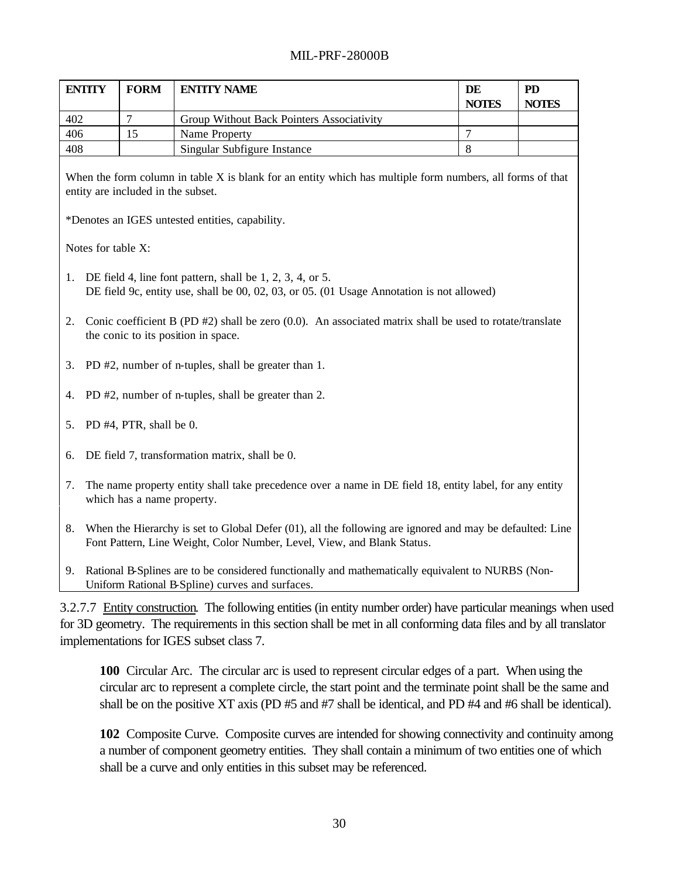| ENTITY | FORM | ENTITY NAME | DE NOTES | PD NOTES |
|---|---|---|---|---|
| 402 | 7 | Group Without Back Pointers Associativity | | |
| 406 | 15 | Name Property | 7 | |
| 408 | | Singular Subfigure Instance | 8 | |

When the form column in table X is blank for an entity which has multiple form numbers, all forms of that entity are included in the subset.

*Denotes an IGES untested entities, capability.

Notes for table X:

1. DE field 4, line font pattern, shall be 1, 2, 3, 4, or 5.
   DE field 9c, entity use, shall be 00, 02, 03, or 05. (01 Usage Annotation is not allowed)

2. Conic coefficient B (PD #2) shall be zero (0.0). An associated matrix shall be used to rotate/translate the conic to its position in space.

3. PD #2, number of n-tuples, shall be greater than 1.

4. PD #2, number of n-tuples, shall be greater than 2.

5. PD #4, PTR, shall be 0.

6. DE field 7, transformation matrix, shall be 0.

7. The name property entity shall take precedence over a name in DE field 18, entity label, for any entity which has a name property.

8. When the Hierarchy is set to Global Defer (01), all the following are ignored and may be defaulted: Line Font Pattern, Line Weight, Color Number, Level, View, and Blank Status.

9. Rational B-Splines are to be considered functionally and mathematically equivalent to NURBS (Non-Uniform Rational B-Spline) curves and surfaces.

3.2.7.7 Entity construction. The following entities (in entity number order) have particular meanings when used for 3D geometry. The requirements in this section shall be met in all conforming data files and by all translator implementations for IGES subset class 7.

**100** Circular Arc. The circular arc is used to represent circular edges of a part. When using the circular arc to represent a complete circle, the start point and the terminate point shall be the same and shall be on the positive XT axis (PD #5 and #7 shall be identical, and PD #4 and #6 shall be identical).

**102** Composite Curve. Composite curves are intended for showing connectivity and continuity among a number of component geometry entities. They shall contain a minimum of two entities one of which shall be a curve and only entities in this subset may be referenced.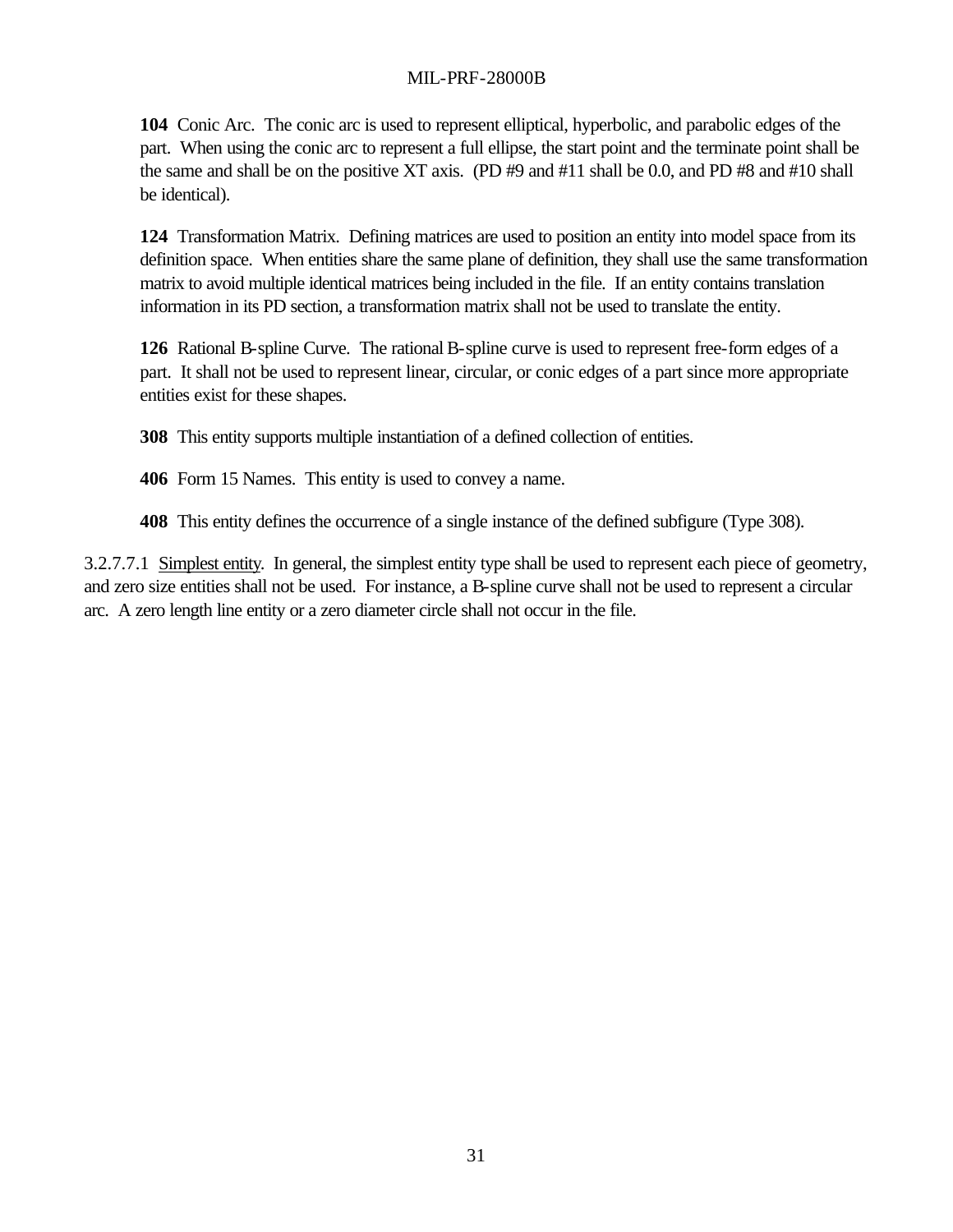**104** Conic Arc. The conic arc is used to represent elliptical, hyperbolic, and parabolic edges of the part. When using the conic arc to represent a full ellipse, the start point and the terminate point shall be the same and shall be on the positive XT axis. (PD #9 and #11 shall be 0.0, and PD #8 and #10 shall be identical).

**124** Transformation Matrix. Defining matrices are used to position an entity into model space from its definition space. When entities share the same plane of definition, they shall use the same transformation matrix to avoid multiple identical matrices being included in the file. If an entity contains translation information in its PD section, a transformation matrix shall not be used to translate the entity.

**126** Rational B-spline Curve. The rational B-spline curve is used to represent free-form edges of a part. It shall not be used to represent linear, circular, or conic edges of a part since more appropriate entities exist for these shapes.

**308** This entity supports multiple instantiation of a defined collection of entities.

**406** Form 15 Names. This entity is used to convey a name.

**408** This entity defines the occurrence of a single instance of the defined subfigure (Type 308).

3.2.7.7.1 Simplest entity. In general, the simplest entity type shall be used to represent each piece of geometry, and zero size entities shall not be used. For instance, a B-spline curve shall not be used to represent a circular arc. A zero length line entity or a zero diameter circle shall not occur in the file.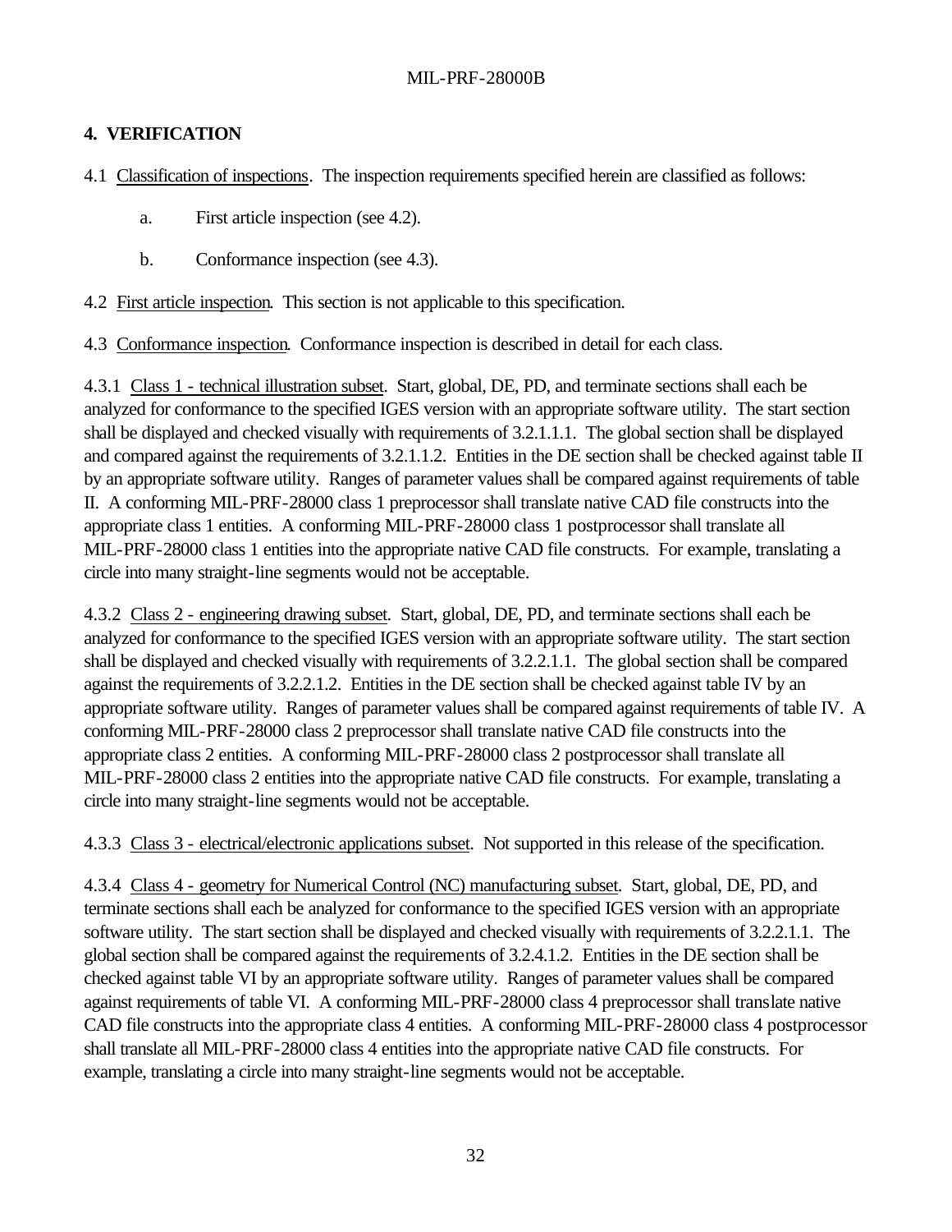## 4. VERIFICATION

4.1 Classification of inspections. The inspection requirements specified herein are classified as follows:

a. First article inspection (see 4.2).

b. Conformance inspection (see 4.3).

4.2 First article inspection. This section is not applicable to this specification.

4.3 Conformance inspection. Conformance inspection is described in detail for each class.

4.3.1 Class 1 - technical illustration subset. Start, global, DE, PD, and terminate sections shall each be analyzed for conformance to the specified IGES version with an appropriate software utility. The start section shall be displayed and checked visually with requirements of 3.2.1.1.1. The global section shall be displayed and compared against the requirements of 3.2.1.1.2. Entities in the DE section shall be checked against table II by an appropriate software utility. Ranges of parameter values shall be compared against requirements of table II. A conforming MIL-PRF-28000 class 1 preprocessor shall translate native CAD file constructs into the appropriate class 1 entities. A conforming MIL-PRF-28000 class 1 postprocessor shall translate all MIL-PRF-28000 class 1 entities into the appropriate native CAD file constructs. For example, translating a circle into many straight-line segments would not be acceptable.

4.3.2 Class 2 - engineering drawing subset. Start, global, DE, PD, and terminate sections shall each be analyzed for conformance to the specified IGES version with an appropriate software utility. The start section shall be displayed and checked visually with requirements of 3.2.2.1.1. The global section shall be compared against the requirements of 3.2.2.1.2. Entities in the DE section shall be checked against table IV by an appropriate software utility. Ranges of parameter values shall be compared against requirements of table IV. A conforming MIL-PRF-28000 class 2 preprocessor shall translate native CAD file constructs into the appropriate class 2 entities. A conforming MIL-PRF-28000 class 2 postprocessor shall translate all MIL-PRF-28000 class 2 entities into the appropriate native CAD file constructs. For example, translating a circle into many straight-line segments would not be acceptable.

4.3.3 Class 3 - electrical/electronic applications subset. Not supported in this release of the specification.

4.3.4 Class 4 - geometry for Numerical Control (NC) manufacturing subset. Start, global, DE, PD, and terminate sections shall each be analyzed for conformance to the specified IGES version with an appropriate software utility. The start section shall be displayed and checked visually with requirements of 3.2.2.1.1. The global section shall be compared against the requirements of 3.2.4.1.2. Entities in the DE section shall be checked against table VI by an appropriate software utility. Ranges of parameter values shall be compared against requirements of table VI. A conforming MIL-PRF-28000 class 4 preprocessor shall translate native CAD file constructs into the appropriate class 4 entities. A conforming MIL-PRF-28000 class 4 postprocessor shall translate all MIL-PRF-28000 class 4 entities into the appropriate native CAD file constructs. For example, translating a circle into many straight-line segments would not be acceptable.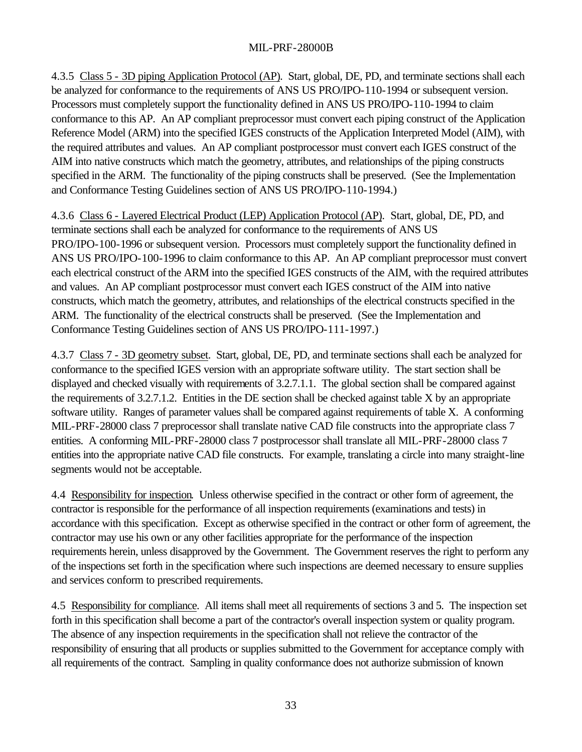4.3.5 Class 5 - 3D piping Application Protocol (AP). Start, global, DE, PD, and terminate sections shall each be analyzed for conformance to the requirements of ANS US PRO/IPO-110-1994 or subsequent version. Processors must completely support the functionality defined in ANS US PRO/IPO-110-1994 to claim conformance to this AP. An AP compliant preprocessor must convert each piping construct of the Application Reference Model (ARM) into the specified IGES constructs of the Application Interpreted Model (AIM), with the required attributes and values. An AP compliant postprocessor must convert each IGES construct of the AIM into native constructs which match the geometry, attributes, and relationships of the piping constructs specified in the ARM. The functionality of the piping constructs shall be preserved. (See the Implementation and Conformance Testing Guidelines section of ANS US PRO/IPO-110-1994.)

4.3.6 Class 6 - Layered Electrical Product (LEP) Application Protocol (AP). Start, global, DE, PD, and terminate sections shall each be analyzed for conformance to the requirements of ANS US PRO/IPO-100-1996 or subsequent version. Processors must completely support the functionality defined in ANS US PRO/IPO-100-1996 to claim conformance to this AP. An AP compliant preprocessor must convert each electrical construct of the ARM into the specified IGES constructs of the AIM, with the required attributes and values. An AP compliant postprocessor must convert each IGES construct of the AIM into native constructs, which match the geometry, attributes, and relationships of the electrical constructs specified in the ARM. The functionality of the electrical constructs shall be preserved. (See the Implementation and Conformance Testing Guidelines section of ANS US PRO/IPO-111-1997.)

4.3.7 Class 7 - 3D geometry subset. Start, global, DE, PD, and terminate sections shall each be analyzed for conformance to the specified IGES version with an appropriate software utility. The start section shall be displayed and checked visually with requirements of 3.2.7.1.1. The global section shall be compared against the requirements of 3.2.7.1.2. Entities in the DE section shall be checked against table X by an appropriate software utility. Ranges of parameter values shall be compared against requirements of table X. A conforming MIL-PRF-28000 class 7 preprocessor shall translate native CAD file constructs into the appropriate class 7 entities. A conforming MIL-PRF-28000 class 7 postprocessor shall translate all MIL-PRF-28000 class 7 entities into the appropriate native CAD file constructs. For example, translating a circle into many straight-line segments would not be acceptable.

4.4 Responsibility for inspection. Unless otherwise specified in the contract or other form of agreement, the contractor is responsible for the performance of all inspection requirements (examinations and tests) in accordance with this specification. Except as otherwise specified in the contract or other form of agreement, the contractor may use his own or any other facilities appropriate for the performance of the inspection requirements herein, unless disapproved by the Government. The Government reserves the right to perform any of the inspections set forth in the specification where such inspections are deemed necessary to ensure supplies and services conform to prescribed requirements.

4.5 Responsibility for compliance. All items shall meet all requirements of sections 3 and 5. The inspection set forth in this specification shall become a part of the contractor's overall inspection system or quality program. The absence of any inspection requirements in the specification shall not relieve the contractor of the responsibility of ensuring that all products or supplies submitted to the Government for acceptance comply with all requirements of the contract. Sampling in quality conformance does not authorize submission of known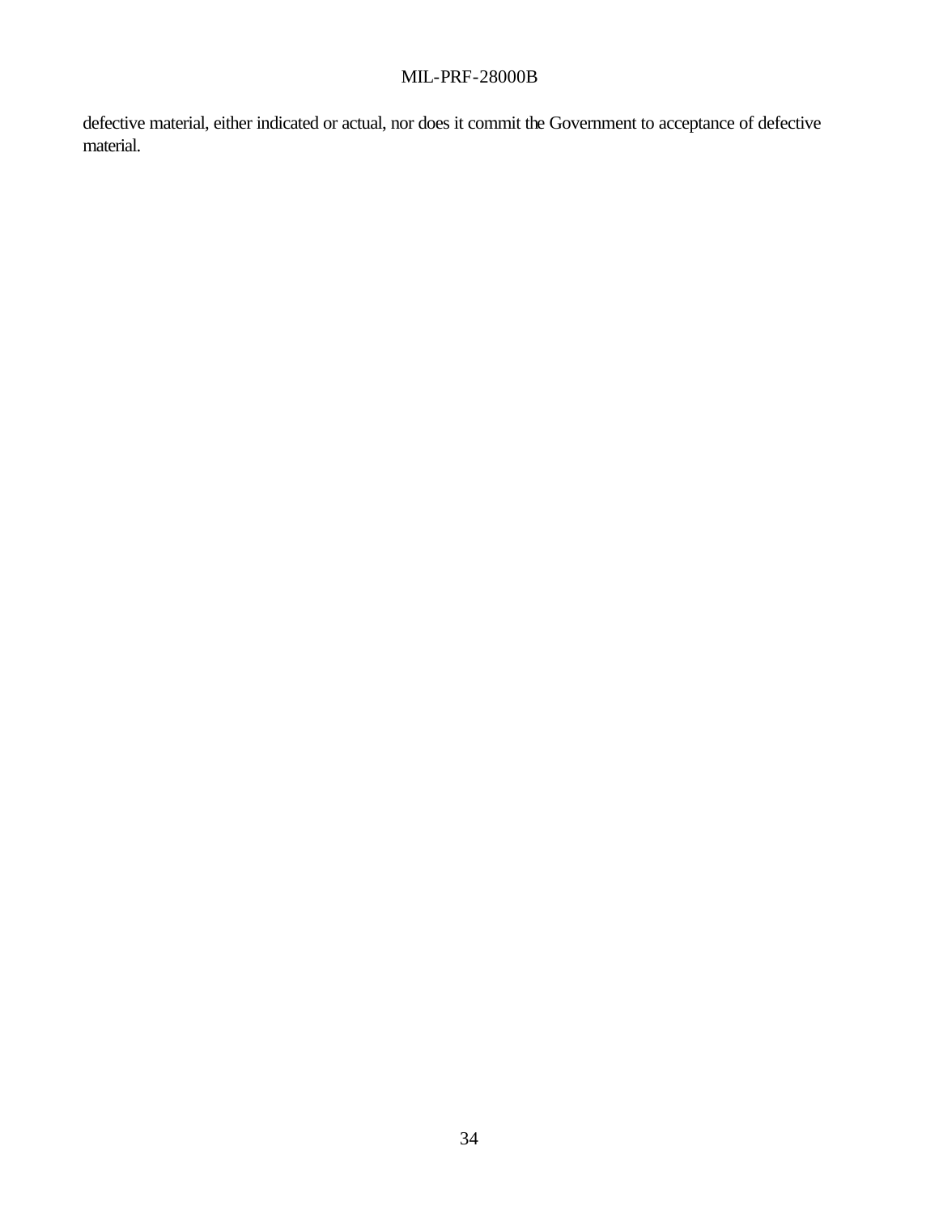defective material, either indicated or actual, nor does it commit the Government to acceptance of defective material.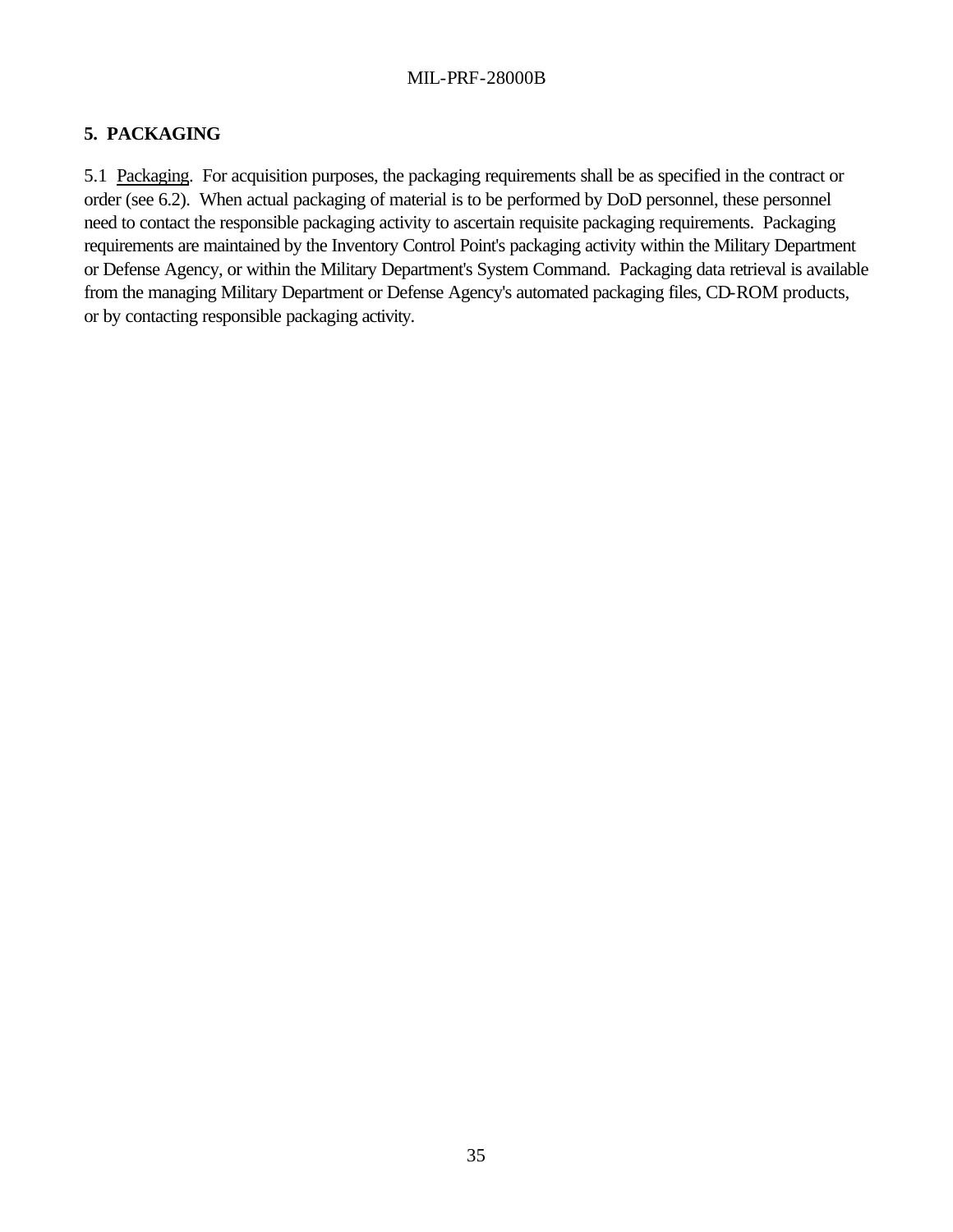## 5. PACKAGING

5.1 Packaging. For acquisition purposes, the packaging requirements shall be as specified in the contract or order (see 6.2). When actual packaging of material is to be performed by DoD personnel, these personnel need to contact the responsible packaging activity to ascertain requisite packaging requirements. Packaging requirements are maintained by the Inventory Control Point's packaging activity within the Military Department or Defense Agency, or within the Military Department's System Command. Packaging data retrieval is available from the managing Military Department or Defense Agency's automated packaging files, CD-ROM products, or by contacting responsible packaging activity.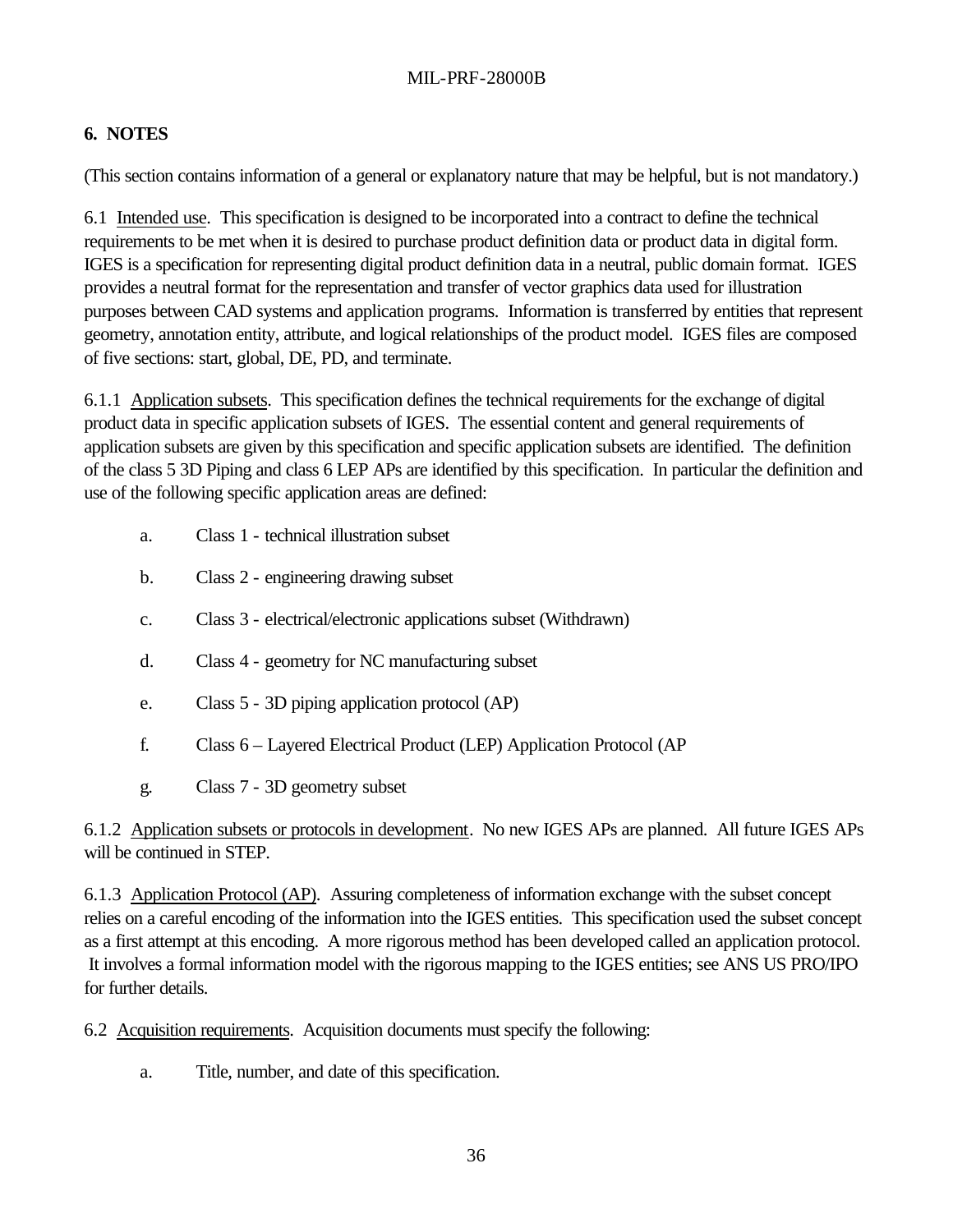## 6. NOTES

(This section contains information of a general or explanatory nature that may be helpful, but is not mandatory.)

6.1 Intended use. This specification is designed to be incorporated into a contract to define the technical requirements to be met when it is desired to purchase product definition data or product data in digital form. IGES is a specification for representing digital product definition data in a neutral, public domain format. IGES provides a neutral format for the representation and transfer of vector graphics data used for illustration purposes between CAD systems and application programs. Information is transferred by entities that represent geometry, annotation entity, attribute, and logical relationships of the product model. IGES files are composed of five sections: start, global, DE, PD, and terminate.

6.1.1 Application subsets. This specification defines the technical requirements for the exchange of digital product data in specific application subsets of IGES. The essential content and general requirements of application subsets are given by this specification and specific application subsets are identified. The definition of the class 5 3D Piping and class 6 LEP APs are identified by this specification. In particular the definition and use of the following specific application areas are defined:

a. Class 1 - technical illustration subset

b. Class 2 - engineering drawing subset

c. Class 3 - electrical/electronic applications subset (Withdrawn)

d. Class 4 - geometry for NC manufacturing subset

e. Class 5 - 3D piping application protocol (AP)

f. Class 6 – Layered Electrical Product (LEP) Application Protocol (AP

g. Class 7 - 3D geometry subset

6.1.2 Application subsets or protocols in development. No new IGES APs are planned. All future IGES APs will be continued in STEP.

6.1.3 Application Protocol (AP). Assuring completeness of information exchange with the subset concept relies on a careful encoding of the information into the IGES entities. This specification used the subset concept as a first attempt at this encoding. A more rigorous method has been developed called an application protocol. It involves a formal information model with the rigorous mapping to the IGES entities; see ANS US PRO/IPO for further details.

6.2 Acquisition requirements. Acquisition documents must specify the following:

a. Title, number, and date of this specification.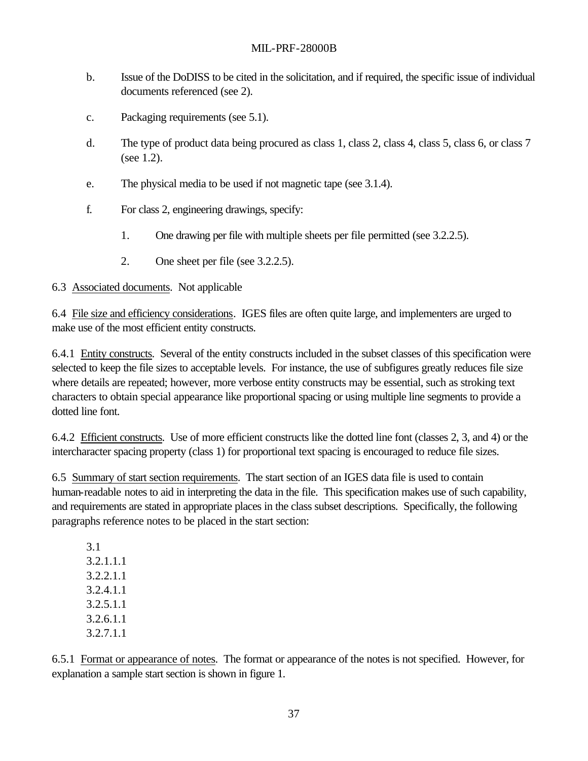b. Issue of the DoDISS to be cited in the solicitation, and if required, the specific issue of individual documents referenced (see 2).

c. Packaging requirements (see 5.1).

d. The type of product data being procured as class 1, class 2, class 4, class 5, class 6, or class 7 (see 1.2).

e. The physical media to be used if not magnetic tape (see 3.1.4).

f. For class 2, engineering drawings, specify:

   1. One drawing per file with multiple sheets per file permitted (see 3.2.2.5).

   2. One sheet per file (see 3.2.2.5).

6.3 Associated documents. Not applicable

6.4 File size and efficiency considerations. IGES files are often quite large, and implementers are urged to make use of the most efficient entity constructs.

6.4.1 Entity constructs. Several of the entity constructs included in the subset classes of this specification were selected to keep the file sizes to acceptable levels. For instance, the use of subfigures greatly reduces file size where details are repeated; however, more verbose entity constructs may be essential, such as stroking text characters to obtain special appearance like proportional spacing or using multiple line segments to provide a dotted line font.

6.4.2 Efficient constructs. Use of more efficient constructs like the dotted line font (classes 2, 3, and 4) or the intercharacter spacing property (class 1) for proportional text spacing is encouraged to reduce file sizes.

6.5 Summary of start section requirements. The start section of an IGES data file is used to contain human-readable notes to aid in interpreting the data in the file. This specification makes use of such capability, and requirements are stated in appropriate places in the class subset descriptions. Specifically, the following paragraphs reference notes to be placed in the start section:

3.1
3.2.1.1.1
3.2.2.1.1
3.2.4.1.1
3.2.5.1.1
3.2.6.1.1
3.2.7.1.1

6.5.1 Format or appearance of notes. The format or appearance of the notes is not specified. However, for explanation a sample start section is shown in figure 1.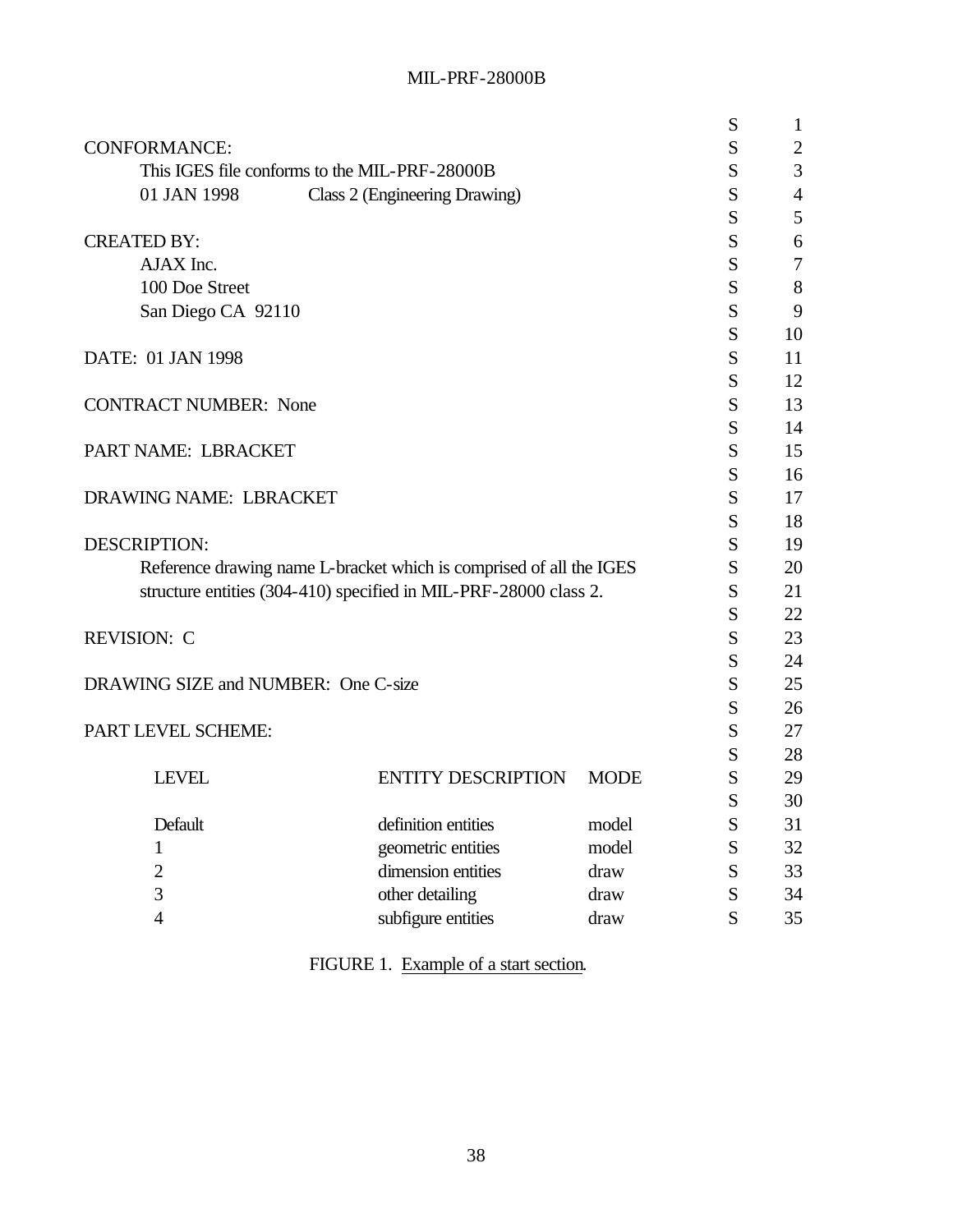```
CONFORMANCE:                                                              S      1
     This IGES file conforms to the MIL-PRF-28000B                        S      2
     01 JAN 1998          Class 2 (Engineering Drawing)                   S      3
                                                                          S      4
                                                                          S      5
CREATED BY:                                                               S      6
     AJAX Inc.                                                            S      7
     100 Doe Street                                                       S      8
     San Diego CA  92110                                                  S      9
                                                                          S     10
DATE:  01 JAN 1998                                                        S     11
                                                                          S     12
CONTRACT NUMBER:  None                                                    S     13
                                                                          S     14
PART NAME:  LBRACKET                                                      S     15
                                                                          S     16
DRAWING NAME:  LBRACKET                                                   S     17
                                                                          S     18
DESCRIPTION:                                                              S     19
     Reference drawing name L-bracket which is comprised of all the IGES  S     20
     structure entities (304-410) specified in MIL-PRF-28000 class 2.     S     21
                                                                          S     22
REVISION:  C                                                              S     23
                                                                          S     24
DRAWING SIZE and NUMBER:  One C-size                                      S     25
                                                                          S     26
PART LEVEL SCHEME:                                                        S     27
                                                                          S     28
       LEVEL                  ENTITY DESCRIPTION     MODE                 S     29
                                                                          S     30
       Default                definition entities    model                S     31
       1                      geometric entities     model                S     32
       2                      dimension entities     draw                 S     33
       3                      other detailing        draw                 S     34
       4                      subfigure entities     draw                 S     35
```

FIGURE 1. Example of a start section.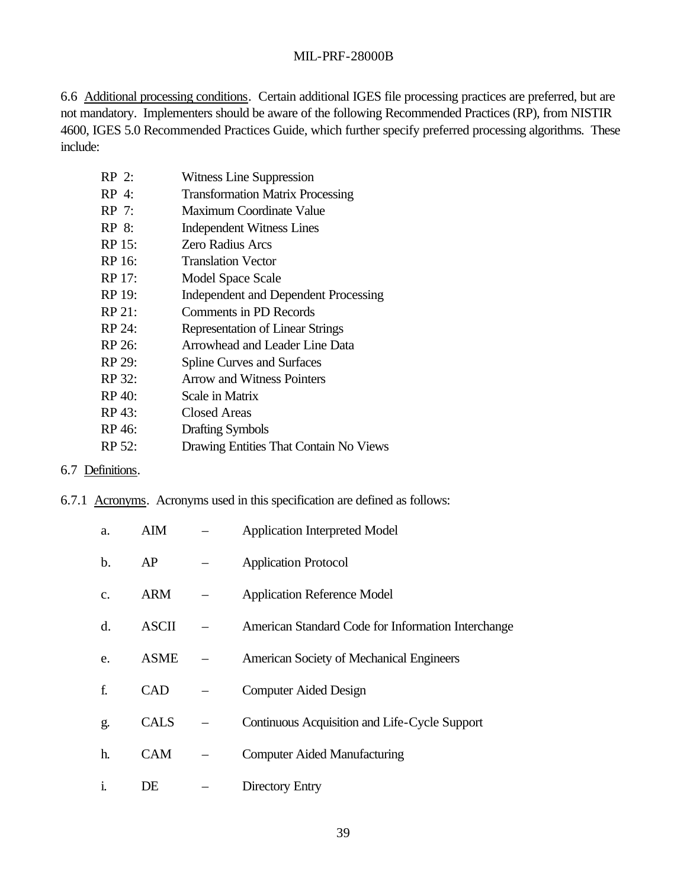6.6 Additional processing conditions. Certain additional IGES file processing practices are preferred, but are not mandatory. Implementers should be aware of the following Recommended Practices (RP), from NISTIR 4600, IGES 5.0 Recommended Practices Guide, which further specify preferred processing algorithms. These include:

RP 2: Witness Line Suppression
RP 4: Transformation Matrix Processing
RP 7: Maximum Coordinate Value
RP 8: Independent Witness Lines
RP 15: Zero Radius Arcs
RP 16: Translation Vector
RP 17: Model Space Scale
RP 19: Independent and Dependent Processing
RP 21: Comments in PD Records
RP 24: Representation of Linear Strings
RP 26: Arrowhead and Leader Line Data
RP 29: Spline Curves and Surfaces
RP 32: Arrow and Witness Pointers
RP 40: Scale in Matrix
RP 43: Closed Areas
RP 46: Drafting Symbols
RP 52: Drawing Entities That Contain No Views

6.7 Definitions.

6.7.1 Acronyms. Acronyms used in this specification are defined as follows:

a. AIM – Application Interpreted Model

b. AP – Application Protocol

c. ARM – Application Reference Model

d. ASCII – American Standard Code for Information Interchange

e. ASME – American Society of Mechanical Engineers

f. CAD – Computer Aided Design

g. CALS – Continuous Acquisition and Life-Cycle Support

h. CAM – Computer Aided Manufacturing

i. DE – Directory Entry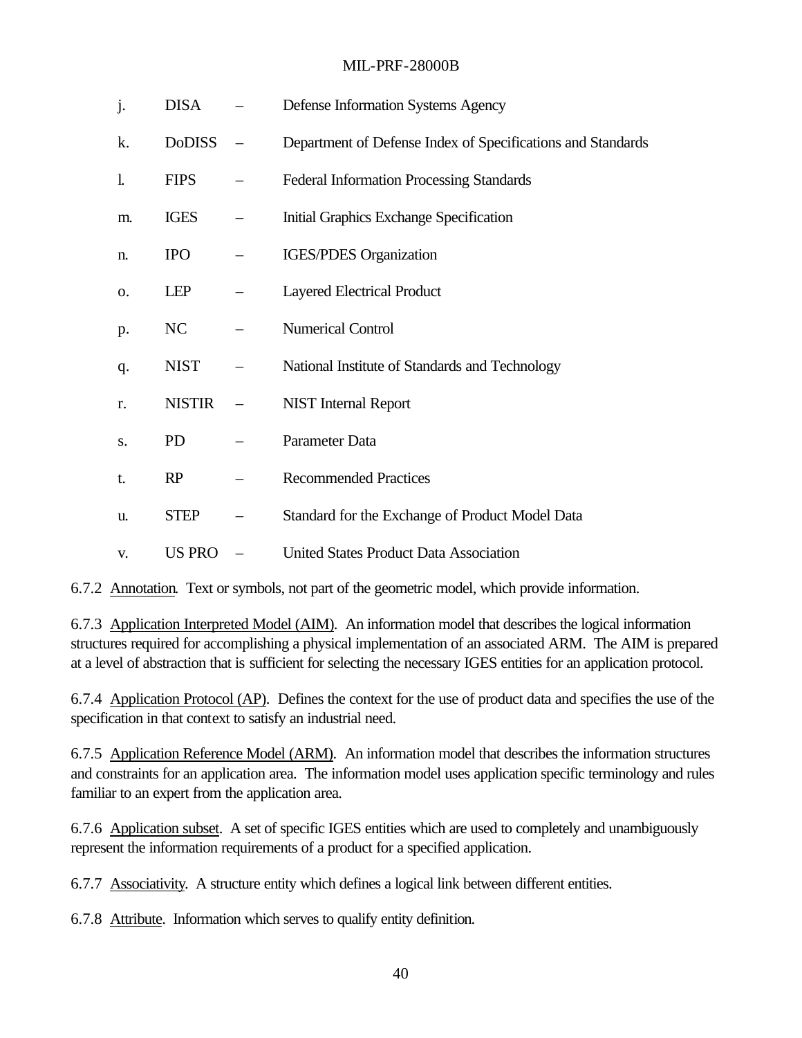j. DISA – Defense Information Systems Agency

k. DoDISS – Department of Defense Index of Specifications and Standards

l. FIPS – Federal Information Processing Standards

m. IGES – Initial Graphics Exchange Specification

n. IPO – IGES/PDES Organization

o. LEP – Layered Electrical Product

p. NC – Numerical Control

q. NIST – National Institute of Standards and Technology

r. NISTIR – NIST Internal Report

s. PD – Parameter Data

t. RP – Recommended Practices

u. STEP – Standard for the Exchange of Product Model Data

v. US PRO – United States Product Data Association

6.7.2 Annotation. Text or symbols, not part of the geometric model, which provide information.

6.7.3 Application Interpreted Model (AIM). An information model that describes the logical information structures required for accomplishing a physical implementation of an associated ARM. The AIM is prepared at a level of abstraction that is sufficient for selecting the necessary IGES entities for an application protocol.

6.7.4 Application Protocol (AP). Defines the context for the use of product data and specifies the use of the specification in that context to satisfy an industrial need.

6.7.5 Application Reference Model (ARM). An information model that describes the information structures and constraints for an application area. The information model uses application specific terminology and rules familiar to an expert from the application area.

6.7.6 Application subset. A set of specific IGES entities which are used to completely and unambiguously represent the information requirements of a product for a specified application.

6.7.7 Associativity. A structure entity which defines a logical link between different entities.

6.7.8 Attribute. Information which serves to qualify entity definition.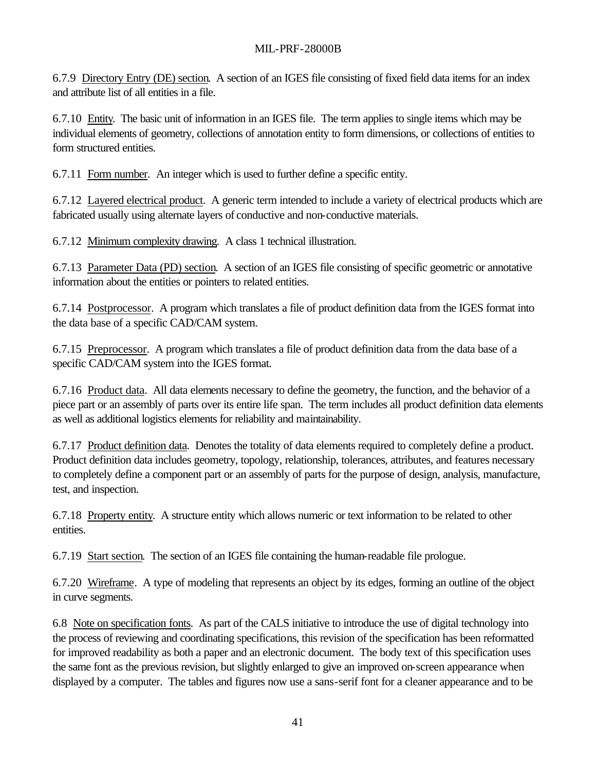6.7.9 Directory Entry (DE) section. A section of an IGES file consisting of fixed field data items for an index and attribute list of all entities in a file.

6.7.10 Entity. The basic unit of information in an IGES file. The term applies to single items which may be individual elements of geometry, collections of annotation entity to form dimensions, or collections of entities to form structured entities.

6.7.11 Form number. An integer which is used to further define a specific entity.

6.7.12 Layered electrical product. A generic term intended to include a variety of electrical products which are fabricated usually using alternate layers of conductive and non-conductive materials.

6.7.12 Minimum complexity drawing. A class 1 technical illustration.

6.7.13 Parameter Data (PD) section. A section of an IGES file consisting of specific geometric or annotative information about the entities or pointers to related entities.

6.7.14 Postprocessor. A program which translates a file of product definition data from the IGES format into the data base of a specific CAD/CAM system.

6.7.15 Preprocessor. A program which translates a file of product definition data from the data base of a specific CAD/CAM system into the IGES format.

6.7.16 Product data. All data elements necessary to define the geometry, the function, and the behavior of a piece part or an assembly of parts over its entire life span. The term includes all product definition data elements as well as additional logistics elements for reliability and maintainability.

6.7.17 Product definition data. Denotes the totality of data elements required to completely define a product. Product definition data includes geometry, topology, relationship, tolerances, attributes, and features necessary to completely define a component part or an assembly of parts for the purpose of design, analysis, manufacture, test, and inspection.

6.7.18 Property entity. A structure entity which allows numeric or text information to be related to other entities.

6.7.19 Start section. The section of an IGES file containing the human-readable file prologue.

6.7.20 Wireframe. A type of modeling that represents an object by its edges, forming an outline of the object in curve segments.

6.8 Note on specification fonts. As part of the CALS initiative to introduce the use of digital technology into the process of reviewing and coordinating specifications, this revision of the specification has been reformatted for improved readability as both a paper and an electronic document. The body text of this specification uses the same font as the previous revision, but slightly enlarged to give an improved on-screen appearance when displayed by a computer. The tables and figures now use a sans-serif font for a cleaner appearance and to be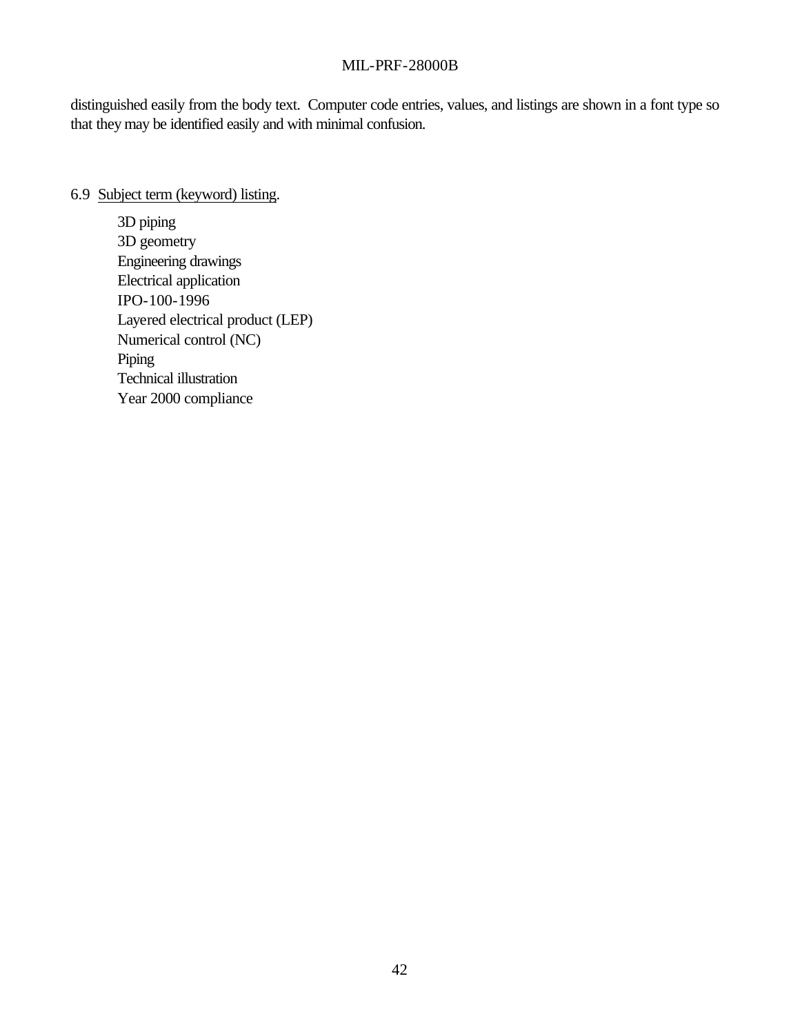distinguished easily from the body text. Computer code entries, values, and listings are shown in a font type so that they may be identified easily and with minimal confusion.

6.9 Subject term (keyword) listing.

3D piping
3D geometry
Engineering drawings
Electrical application
IPO-100-1996
Layered electrical product (LEP)
Numerical control (NC)
Piping
Technical illustration
Year 2000 compliance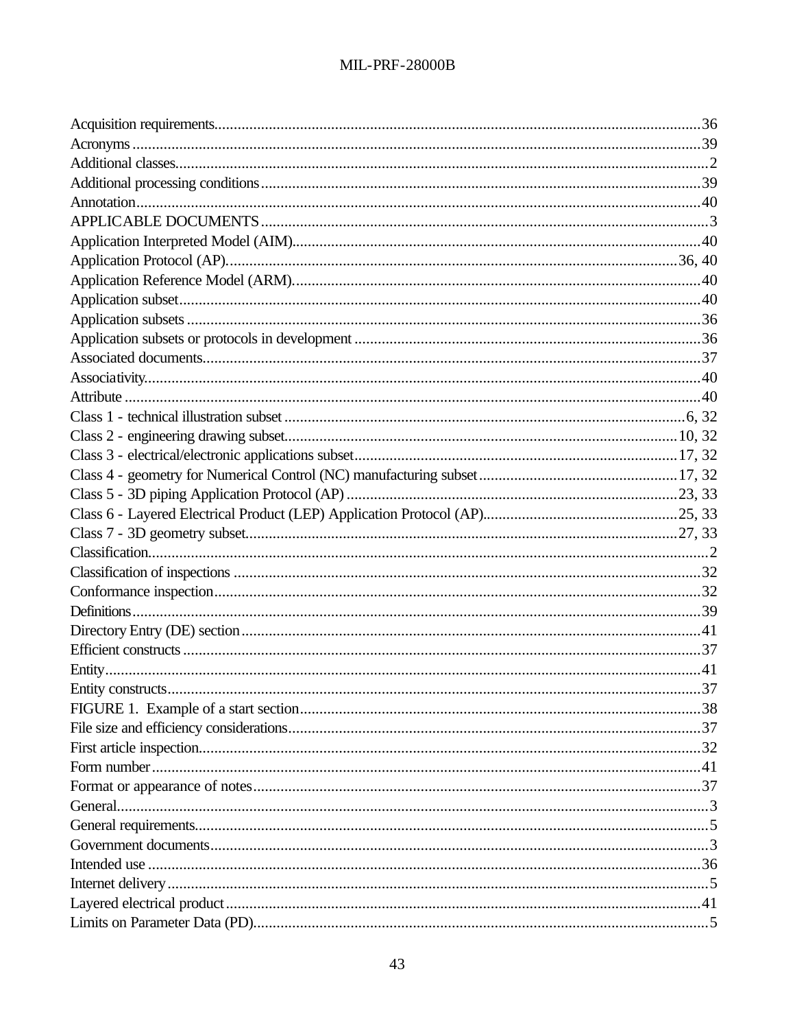Acquisition requirements....................................................................................................................36
Acronyms ..............................................................................................................................................39
Additional classes....................................................................................................................................2
Additional processing conditions .........................................................................................................39
Annotation.............................................................................................................................................40
APPLICABLE DOCUMENTS ..............................................................................................................3
Application Interpreted Model (AIM)...................................................................................................40
Application Protocol (AP).............................................................................................................36, 40
Application Reference Model (ARM)...................................................................................................40
Application subset..................................................................................................................................40
Application subsets ................................................................................................................................36
Application subsets or protocols in development .................................................................................36
Associated documents............................................................................................................................37
Associativity...........................................................................................................................................40
Attribute .................................................................................................................................................40
Class 1 - technical illustration subset ...............................................................................................6, 32
Class 2 - engineering drawing subset...............................................................................................10, 32
Class 3 - electrical/electronic applications subset............................................................................17, 32
Class 4 - geometry for Numerical Control (NC) manufacturing subset..........................................17, 32
Class 5 - 3D piping Application Protocol (AP) ..............................................................................23, 33
Class 6 - Layered Electrical Product (LEP) Application Protocol (AP)...........................................25, 33
Class 7 - 3D geometry subset............................................................................................................27, 33
Classification...........................................................................................................................................2
Classification of inspections .................................................................................................................32
Conformance inspection........................................................................................................................32
Definitions..............................................................................................................................................39
Directory Entry (DE) section.................................................................................................................41
Efficient constructs ................................................................................................................................37
Entity......................................................................................................................................................41
Entity constructs.....................................................................................................................................37
FIGURE 1. Example of a start section..................................................................................................38
File size and efficiency considerations...................................................................................................37
First article inspection............................................................................................................................32
Form number ..........................................................................................................................................41
Format or appearance of notes...............................................................................................................37
General.....................................................................................................................................................3
General requirements...............................................................................................................................5
Government documents............................................................................................................................3
Intended use ...........................................................................................................................................36
Internet delivery.......................................................................................................................................5
Layered electrical product ......................................................................................................................41
Limits on Parameter Data (PD)................................................................................................................5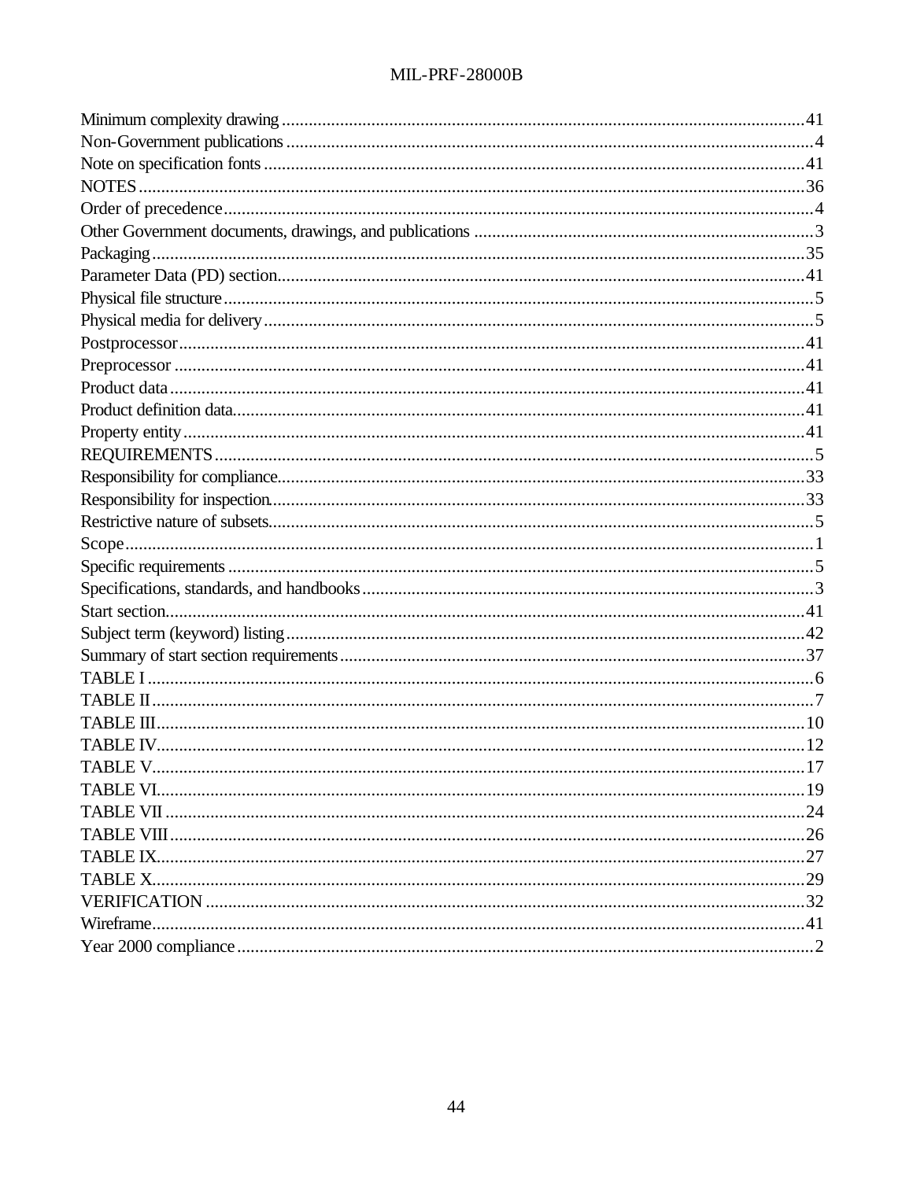Minimum complexity drawing .................................................................................................................41
Non-Government publications ...................................................................................................................4
Note on specification fonts ......................................................................................................................41
NOTES ...................................................................................................................................................36
Order of precedence.................................................................................................................................4
Other Government documents, drawings, and publications ...........................................................................3
Packaging...............................................................................................................................................35
Parameter Data (PD) section....................................................................................................................41
Physical file structure................................................................................................................................5
Physical media for delivery........................................................................................................................5
Postprocessor..........................................................................................................................................41
Preprocessor ...........................................................................................................................................41
Product data............................................................................................................................................41
Product definition data.............................................................................................................................41
Property entity.........................................................................................................................................41
REQUIREMENTS ...................................................................................................................................5
Responsibility for compliance...................................................................................................................33
Responsibility for inspection.....................................................................................................................33
Restrictive nature of subsets.......................................................................................................................5
Scope.......................................................................................................................................................1
Specific requirements ................................................................................................................................5
Specifications, standards, and handbooks ...................................................................................................3
Start section.............................................................................................................................................41
Subject term (keyword) listing..................................................................................................................42
Summary of start section requirements......................................................................................................37
TABLE I ..................................................................................................................................................6
TABLE II.................................................................................................................................................7
TABLE III...............................................................................................................................................10
TABLE IV...............................................................................................................................................12
TABLE V................................................................................................................................................17
TABLE VI...............................................................................................................................................19
TABLE VII .............................................................................................................................................24
TABLE VIII............................................................................................................................................26
TABLE IX...............................................................................................................................................27
TABLE X................................................................................................................................................29
VERIFICATION ....................................................................................................................................32
Wireframe...............................................................................................................................................41
Year 2000 compliance ...............................................................................................................................2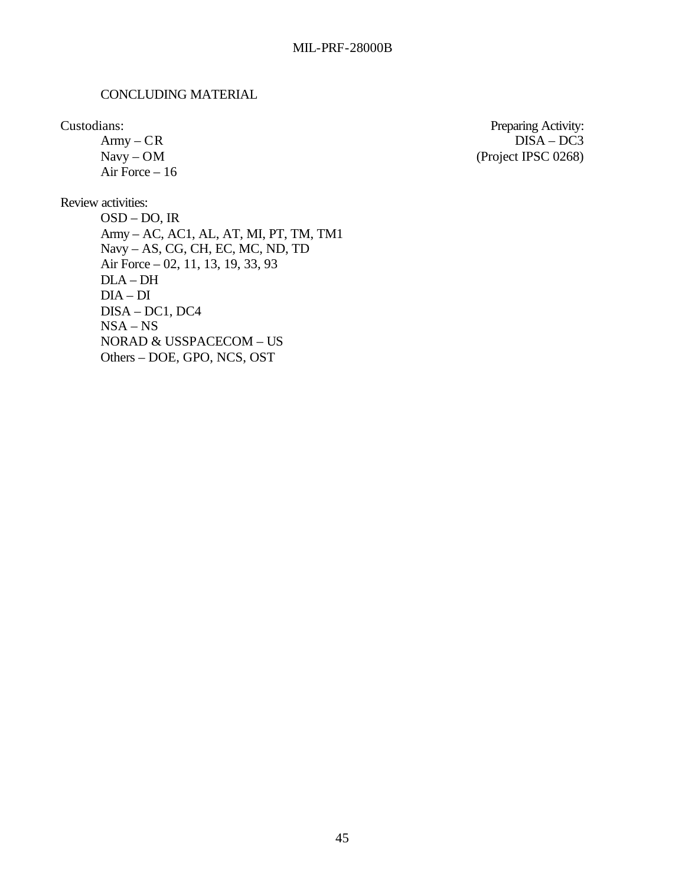## CONCLUDING MATERIAL

Custodians:
- Army – CR
- Navy – OM
- Air Force – 16

Preparing Activity:
- DISA – DC3
- (Project IPSC 0268)

Review activities:
- OSD – DO, IR
- Army – AC, AC1, AL, AT, MI, PT, TM, TM1
- Navy – AS, CG, CH, EC, MC, ND, TD
- Air Force – 02, 11, 13, 19, 33, 93
- DLA – DH
- DIA – DI
- DISA – DC1, DC4
- NSA – NS
- NORAD & USSPACECOM – US
- Others – DOE, GPO, NCS, OST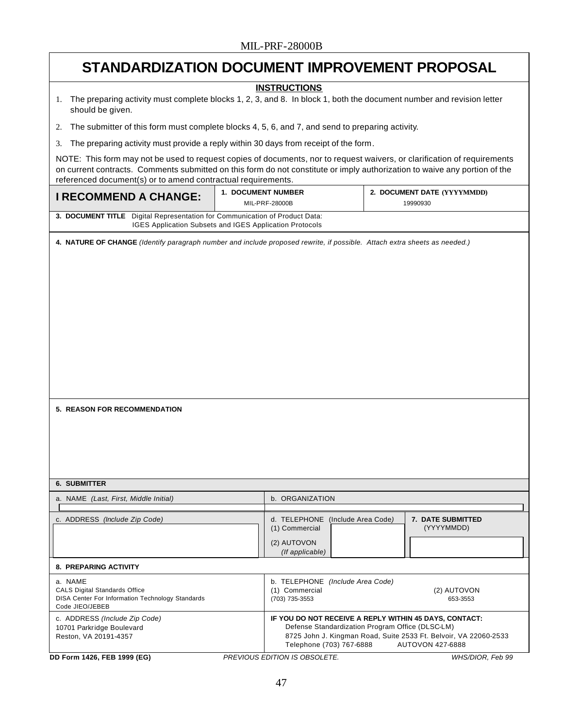# STANDARDIZATION DOCUMENT IMPROVEMENT PROPOSAL

**INSTRUCTIONS**

1. The preparing activity must complete blocks 1, 2, 3, and 8. In block 1, both the document number and revision letter should be given.
2. The submitter of this form must complete blocks 4, 5, 6, and 7, and send to preparing activity.
3. The preparing activity must provide a reply within 30 days from receipt of the form.

NOTE: This form may not be used to request copies of documents, nor to request waivers, or clarification of requirements on current contracts. Comments submitted on this form do not constitute or imply authorization to waive any portion of the referenced document(s) or to amend contractual requirements.

| **I RECOMMEND A CHANGE:** | **1. DOCUMENT NUMBER** MIL-PRF-28000B | **2. DOCUMENT DATE (YYYYMMDD)** 19990930 |
|---|---|---|

**3. DOCUMENT TITLE** Digital Representation for Communication of Product Data: IGES Application Subsets and IGES Application Protocols

**4. NATURE OF CHANGE** *(Identify paragraph number and include proposed rewrite, if possible. Attach extra sheets as needed.)*

**5. REASON FOR RECOMMENDATION**

**6. SUBMITTER**

| a. NAME *(Last, First, Middle Initial)* | b. ORGANIZATION | |
|---|---|---|
| c. ADDRESS *(Include Zip Code)* | d. TELEPHONE (Include Area Code) (1) Commercial (2) AUTOVON *(If applicable)* | **7. DATE SUBMITTED** (YYYYMMDD) |

**8. PREPARING ACTIVITY**

| a. NAME | b. TELEPHONE *(Include Area Code)* |
|---|---|
| CALS Digital Standards Office DISA Center For Information Technology Standards Code JIEO/JEBEB | (1) Commercial (703) 735-3553 (2) AUTOVON 653-3553 |
| c. ADDRESS *(Include Zip Code)* 10701 Parkridge Boulevard Reston, VA 20191-4357 | **IF YOU DO NOT RECEIVE A REPLY WITHIN 45 DAYS, CONTACT:** Defense Standardization Program Office (DLSC-LM) 8725 John J. Kingman Road, Suite 2533 Ft. Belvoir, VA 22060-2533 Telephone (703) 767-6888 AUTOVON 427-6888 |

**DD Form 1426, FEB 1999 (EG)** *PREVIOUS EDITION IS OBSOLETE.* *WHS/DIOR, Feb 99*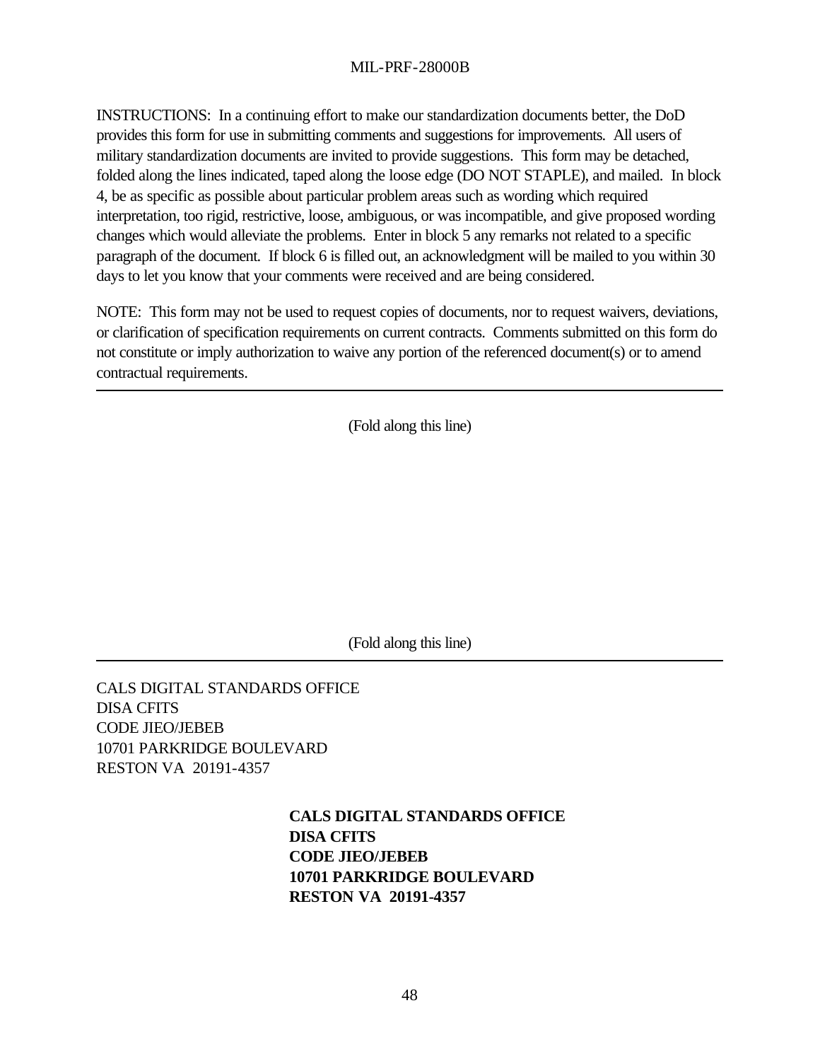INSTRUCTIONS: In a continuing effort to make our standardization documents better, the DoD provides this form for use in submitting comments and suggestions for improvements. All users of military standardization documents are invited to provide suggestions. This form may be detached, folded along the lines indicated, taped along the loose edge (DO NOT STAPLE), and mailed. In block 4, be as specific as possible about particular problem areas such as wording which required interpretation, too rigid, restrictive, loose, ambiguous, or was incompatible, and give proposed wording changes which would alleviate the problems. Enter in block 5 any remarks not related to a specific paragraph of the document. If block 6 is filled out, an acknowledgment will be mailed to you within 30 days to let you know that your comments were received and are being considered.

NOTE: This form may not be used to request copies of documents, nor to request waivers, deviations, or clarification of specification requirements on current contracts. Comments submitted on this form do not constitute or imply authorization to waive any portion of the referenced document(s) or to amend contractual requirements.

---

(Fold along this line)

(Fold along this line)

---

CALS DIGITAL STANDARDS OFFICE
DISA CFITS
CODE JIEO/JEBEB
10701 PARKRIDGE BOULEVARD
RESTON VA 20191-4357

**CALS DIGITAL STANDARDS OFFICE**
**DISA CFITS**
**CODE JIEO/JEBEB**
**10701 PARKRIDGE BOULEVARD**
**RESTON VA 20191-4357**